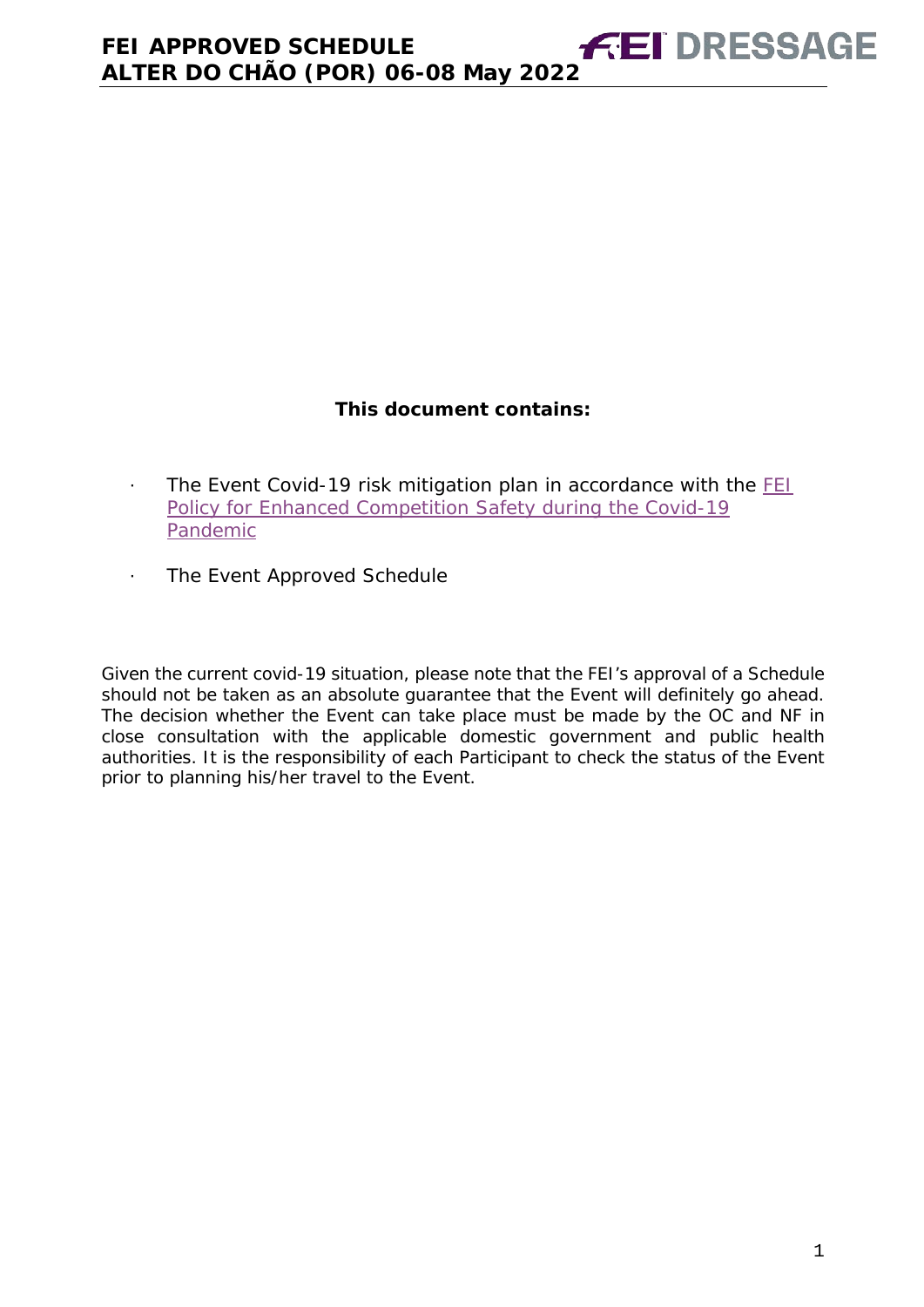**This document contains:**

- The Event Covid-19 risk mitigation plan in accordance with the [FEI Policy for Enhanced Competition Safety during the Covid-19 Pandemic]
- The Event Approved Schedule

Given the current covid-19 situation, please note that the FEI's approval of a Schedule should not be taken as an absolute guarantee that the Event will definitely go ahead. The decision whether the Event can take place must be made by the OC and NF in close consultation with the applicable domestic government and public health authorities. It is the responsibility of each Participant to check the status of the Event prior to planning his/her travel to the Event.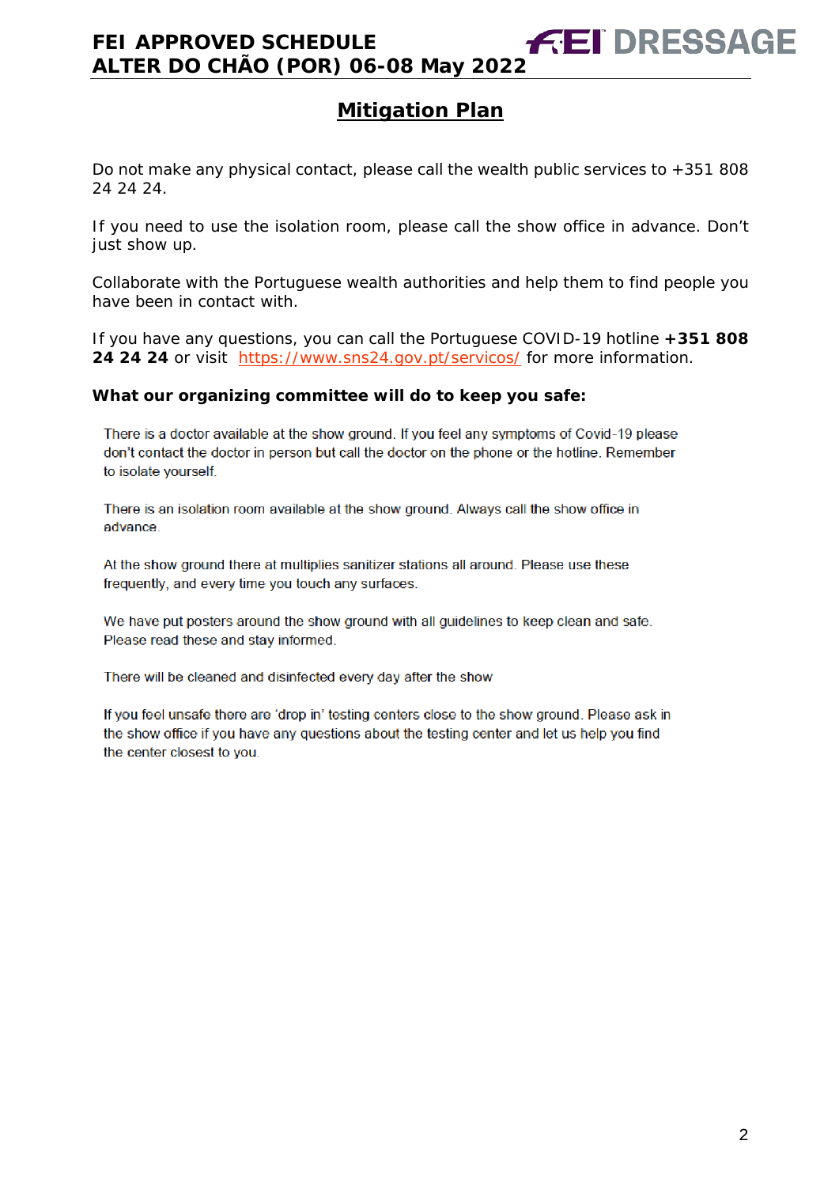## Mitigation Plan

Do not make any physical contact, please call the wealth public services to +351 808 24 24 24.

If you need to use the isolation room, please call the show office in advance. Don't just show up.

Collaborate with the Portuguese wealth authorities and help them to find people you have been in contact with.

If you have any questions, you can call the Portuguese COVID-19 hotline **+351 808 24 24 24** or visit https://www.sns24.gov.pt/servicos/ for more information.

**What our organizing committee will do to keep you safe:**

There is a doctor available at the show ground. If you feel any symptoms of Covid-19 please don't contact the doctor in person but call the doctor on the phone or the hotline. Remember to isolate yourself.

There is an isolation room available at the show ground. Always call the show office in advance.

At the show ground there at multiplies sanitizer stations all around. Please use these frequently, and every time you touch any surfaces.

We have put posters around the show ground with all guidelines to keep clean and safe. Please read these and stay informed.

There will be cleaned and disinfected every day after the show

If you feel unsafe there are 'drop in' testing centers close to the show ground. Please ask in the show office if you have any questions about the testing center and let us help you find the center closest to you.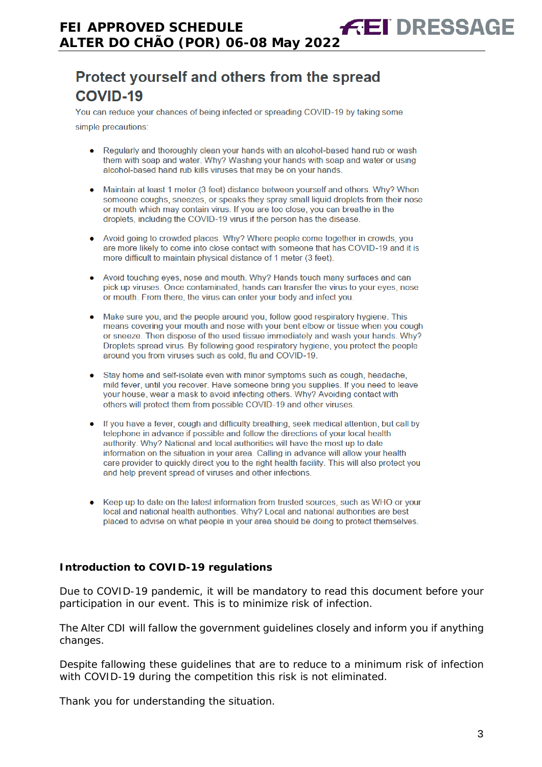## Protect yourself and others from the spread COVID-19

You can reduce your chances of being infected or spreading COVID-19 by taking some simple precautions:

- Regularly and thoroughly clean your hands with an alcohol-based hand rub or wash them with soap and water. Why? Washing your hands with soap and water or using alcohol-based hand rub kills viruses that may be on your hands.
- Maintain at least 1 meter (3 feet) distance between yourself and others. Why? When someone coughs, sneezes, or speaks they spray small liquid droplets from their nose or mouth which may contain virus. If you are too close, you can breathe in the droplets, including the COVID-19 virus if the person has the disease.
- Avoid going to crowded places. Why? Where people come together in crowds, you are more likely to come into close contact with someone that has COVID-19 and it is more difficult to maintain physical distance of 1 meter (3 feet).
- Avoid touching eyes, nose and mouth. Why? Hands touch many surfaces and can pick up viruses. Once contaminated, hands can transfer the virus to your eyes, nose or mouth. From there, the virus can enter your body and infect you.
- Make sure you, and the people around you, follow good respiratory hygiene. This means covering your mouth and nose with your bent elbow or tissue when you cough or sneeze. Then dispose of the used tissue immediately and wash your hands. Why? Droplets spread virus. By following good respiratory hygiene, you protect the people around you from viruses such as cold, flu and COVID-19.
- Stay home and self-isolate even with minor symptoms such as cough, headache, mild fever, until you recover. Have someone bring you supplies. If you need to leave your house, wear a mask to avoid infecting others. Why? Avoiding contact with others will protect them from possible COVID-19 and other viruses.
- If you have a fever, cough and difficulty breathing, seek medical attention, but call by telephone in advance if possible and follow the directions of your local health authority. Why? National and local authorities will have the most up to date information on the situation in your area. Calling in advance will allow your health care provider to quickly direct you to the right health facility. This will also protect you and help prevent spread of viruses and other infections.
- Keep up to date on the latest information from trusted sources, such as WHO or your local and national health authorities. Why? Local and national authorities are best placed to advise on what people in your area should be doing to protect themselves.

**Introduction to COVID-19 regulations**

Due to COVID-19 pandemic, it will be mandatory to read this document before your participation in our event. This is to minimize risk of infection.

The Alter CDI will fallow the government guidelines closely and inform you if anything changes.

Despite fallowing these guidelines that are to reduce to a minimum risk of infection with COVID-19 during the competition this risk is not eliminated.

Thank you for understanding the situation.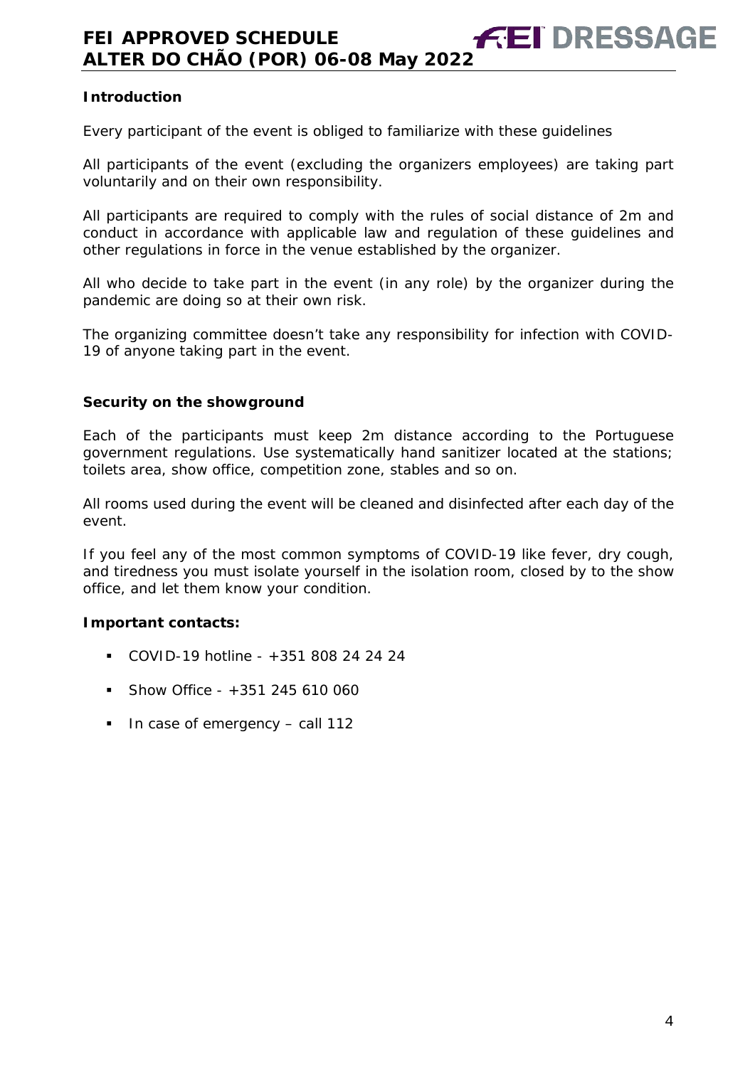## Introduction

Every participant of the event is obliged to familiarize with these guidelines

All participants of the event (excluding the organizers employees) are taking part voluntarily and on their own responsibility.

All participants are required to comply with the rules of social distance of 2m and conduct in accordance with applicable law and regulation of these guidelines and other regulations in force in the venue established by the organizer.

All who decide to take part in the event (in any role) by the organizer during the pandemic are doing so at their own risk.

The organizing committee doesn't take any responsibility for infection with COVID-19 of anyone taking part in the event.

## Security on the showground

Each of the participants must keep 2m distance according to the Portuguese government regulations. Use systematically hand sanitizer located at the stations; toilets area, show office, competition zone, stables and so on.

All rooms used during the event will be cleaned and disinfected after each day of the event.

If you feel any of the most common symptoms of COVID-19 like fever, dry cough, and tiredness you must isolate yourself in the isolation room, closed by to the show office, and let them know your condition.

**Important contacts:**

- COVID-19 hotline - +351 808 24 24 24
- Show Office - +351 245 610 060
- In case of emergency – call 112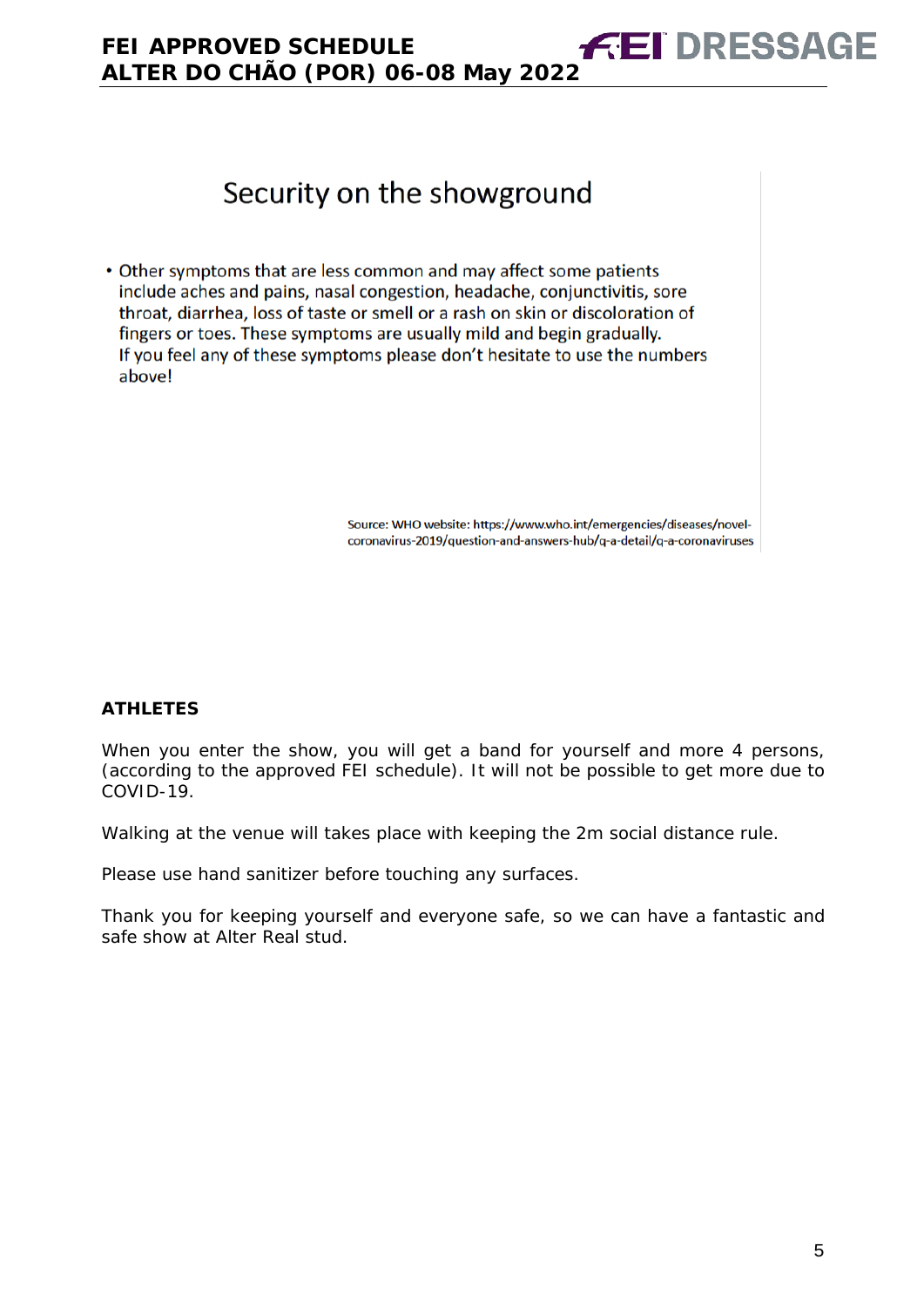## Security on the showground

- Other symptoms that are less common and may affect some patients include aches and pains, nasal congestion, headache, conjunctivitis, sore throat, diarrhea, loss of taste or smell or a rash on skin or discoloration of fingers or toes. These symptoms are usually mild and begin gradually.
  If you feel any of these symptoms please don't hesitate to use the numbers above!

Source: WHO website: https://www.who.int/emergencies/diseases/novel-coronavirus-2019/question-and-answers-hub/q-a-detail/q-a-coronaviruses

**ATHLETES**

When you enter the show, you will get a band for yourself and more 4 persons, (according to the approved FEI schedule). It will not be possible to get more due to COVID-19.

Walking at the venue will takes place with keeping the 2m social distance rule.

Please use hand sanitizer before touching any surfaces.

Thank you for keeping yourself and everyone safe, so we can have a fantastic and safe show at Alter Real stud.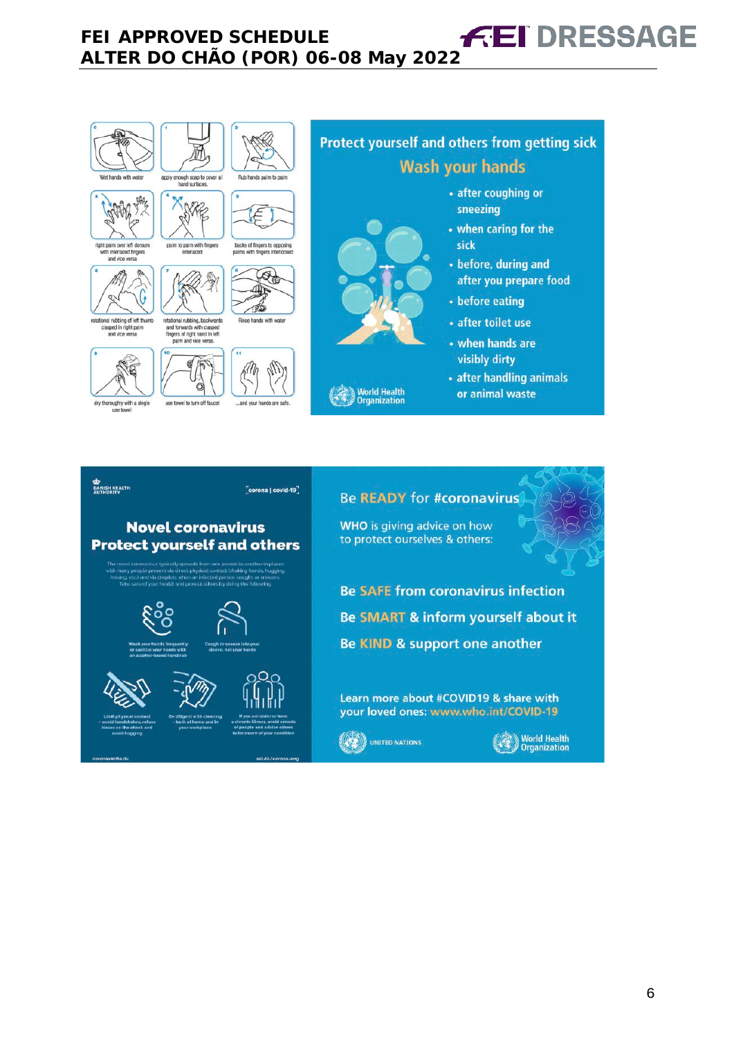0 Wet hands with water

1 apply enough soap to cover all hand surfaces.

2 Rub hands palm to palm

3 right palm over left dorsum with interlaced fingers and vice versa

4 palm to palm with fingers interlaced

5 backs of fingers to opposing palms with fingers interlocked

6 rotational rubbing of left thumb clasped in right palm and vice versa

7 rotational rubbing, backwards and forwards with clasped fingers of right hand in left palm and vice versa.

8 Rinse hands with water

9 dry thoroughly with a single use towel

10 use towel to turn off faucet

11 ...and your hands are safe.

## Protect yourself and others from getting sick

### Wash your hands

- after coughing or sneezing
- when caring for the sick
- before, during and after you prepare food
- before eating
- after toilet use
- when hands are visibly dirty
- after handling animals or animal waste

World Health Organization

DANISH HEALTH AUTHORITY

corona | covid-19

## Novel coronavirus Protect yourself and others

The novel coronavirus typically spreads from one person to another in places with many people present via direct physical contact (shaking hands, hugging, kissing, etc.) and via droplets when an infected person coughs or sneezes. Take care of your health and protect others by doing the following:

- Wash your hands frequently or sanitise your hands with an alcohol-based hand rub
- Cough or sneeze into your sleeve, not your hands
- Limit physical contact – avoid handshakes, refuse kisses on the cheek and avoid hugging
- Be diligent with cleaning – both at home and in your workplace
- If you are older or have a chronic illness, avoid crowds of people and advise others to be aware of your condition

coronasmitte.dk

sst.dk/corona-eng

## Be READY for #coronavirus

WHO is giving advice on how to protect ourselves & others:

Be SAFE from coronavirus infection

Be SMART & inform yourself about it

Be KIND & support one another

Learn more about #COVID19 & share with your loved ones: www.who.int/COVID-19

UNITED NATIONS

World Health Organization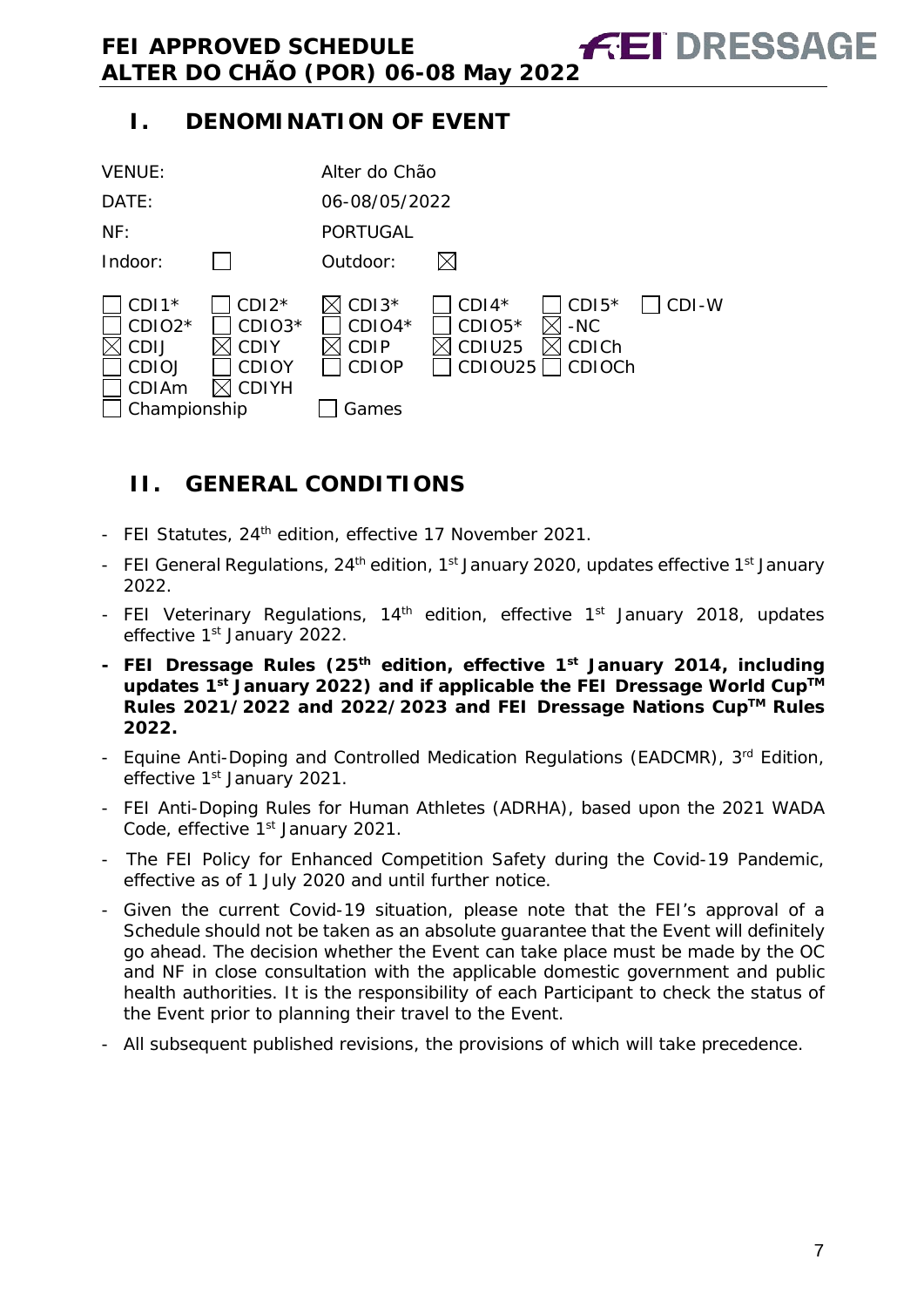## I. DENOMINATION OF EVENT

| | | | |
|---|---|---|---|
| VENUE: | | Alter do Chão | |
| DATE: | | 06-08/05/2022 | |
| NF: | | PORTUGAL | |
| Indoor: | ☐ | Outdoor: | ☒ |

| | | | | | |
|---|---|---|---|---|---|
| ☐ CDI1* | ☐ CDI2* | ☒ CDI3* | ☐ CDI4* | ☐ CDI5* | ☐ CDI-W |
| ☐ CDIO2* | ☐ CDIO3* | ☐ CDIO4* | ☐ CDIO5* | ☒ -NC | |
| ☒ CDIJ | ☒ CDIY | ☒ CDIP | ☒ CDIU25 | ☒ CDICh | |
| ☐ CDIOJ | ☐ CDIOY | ☐ CDIOP | ☐ CDIOU25 | ☐ CDIOCh | |
| ☐ CDIAm | ☒ CDIYH | | | | |
| ☐ Championship | | ☐ Games | | | |

## II. GENERAL CONDITIONS

- FEI Statutes, 24th edition, effective 17 November 2021.
- FEI General Regulations, 24th edition, 1st January 2020, updates effective 1st January 2022.
- FEI Veterinary Regulations, 14th edition, effective 1st January 2018, updates effective 1st January 2022.
- **FEI Dressage Rules (25th edition, effective 1st January 2014, including updates 1st January 2022) and if applicable the FEI Dressage World Cup™ Rules 2021/2022 and 2022/2023 and FEI Dressage Nations Cup™ Rules 2022.**
- Equine Anti-Doping and Controlled Medication Regulations (EADCMR), 3rd Edition, effective 1st January 2021.
- FEI Anti-Doping Rules for Human Athletes (ADRHA), based upon the 2021 WADA Code, effective 1st January 2021.
- The FEI Policy for Enhanced Competition Safety during the Covid-19 Pandemic, effective as of 1 July 2020 and until further notice.
- Given the current Covid-19 situation, please note that the FEI's approval of a Schedule should not be taken as an absolute guarantee that the Event will definitely go ahead. The decision whether the Event can take place must be made by the OC and NF in close consultation with the applicable domestic government and public health authorities. It is the responsibility of each Participant to check the status of the Event prior to planning their travel to the Event.
- All subsequent published revisions, the provisions of which will take precedence.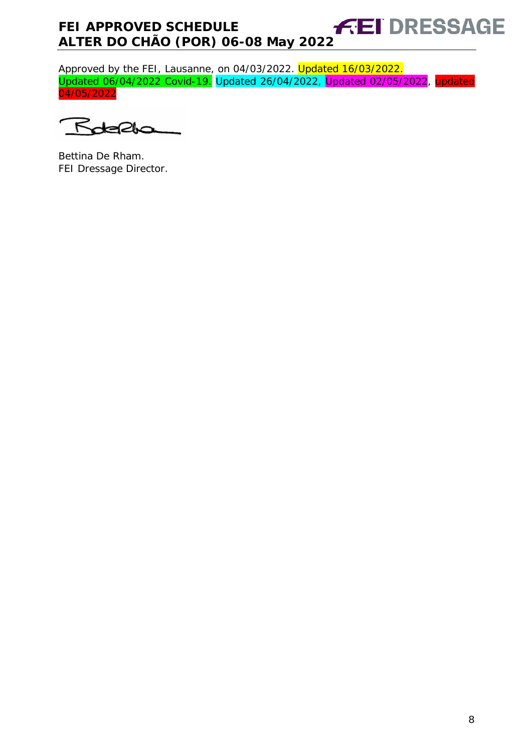Approved by the FEI, Lausanne, on 04/03/2022. Updated 16/03/2022. Updated 06/04/2022 Covid-19. Updated 26/04/2022, Updated 02/05/2022, updated 04/05/2022

Bettina De Rham.
FEI Dressage Director.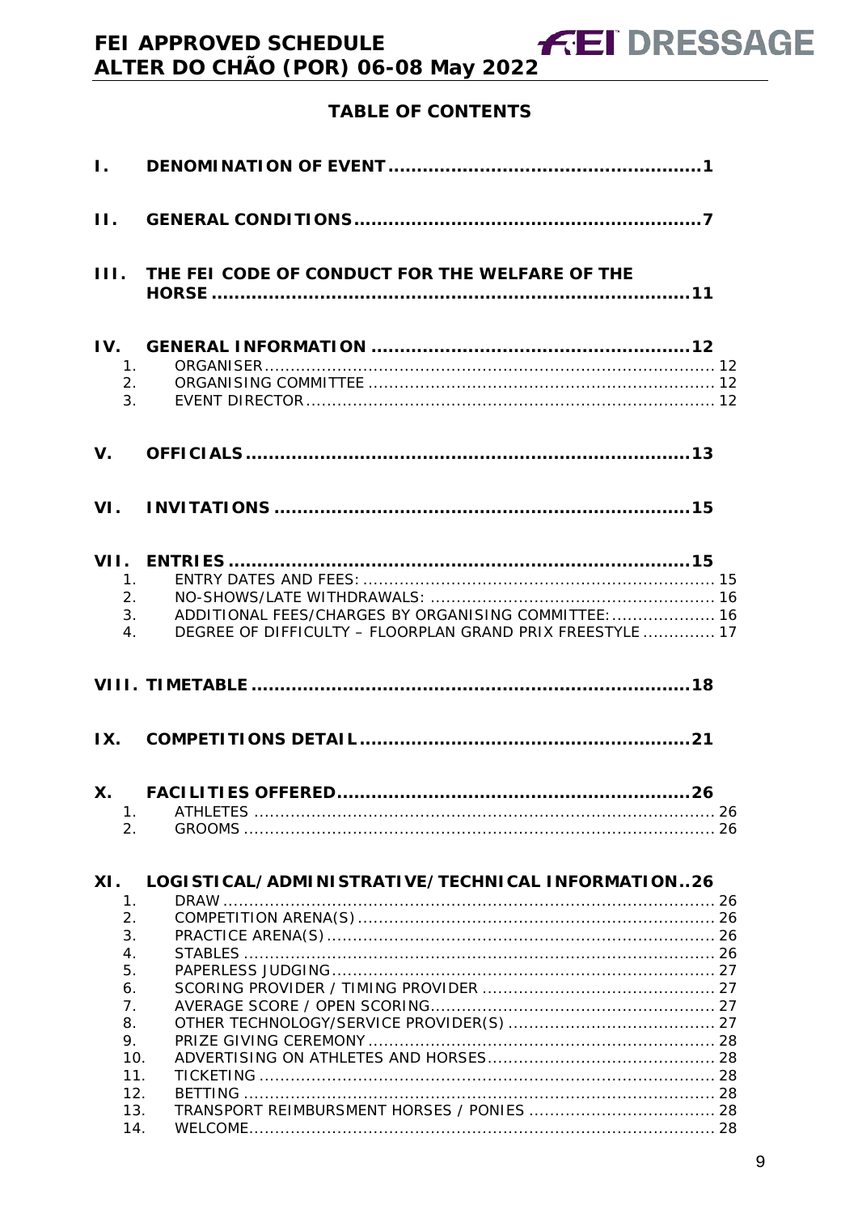## TABLE OF CONTENTS

**I. DENOMINATION OF EVENT .......... 1**

**II. GENERAL CONDITIONS .......... 7**

**III. THE FEI CODE OF CONDUCT FOR THE WELFARE OF THE HORSE .......... 11**

**IV. GENERAL INFORMATION .......... 12**

1. ORGANISER .......... 12
2. ORGANISING COMMITTEE .......... 12
3. EVENT DIRECTOR .......... 12

**V. OFFICIALS .......... 13**

**VI. INVITATIONS .......... 15**

**VII. ENTRIES .......... 15**

1. ENTRY DATES AND FEES: .......... 15
2. NO-SHOWS/LATE WITHDRAWALS: .......... 16
3. ADDITIONAL FEES/CHARGES BY ORGANISING COMMITTEE: .......... 16
4. DEGREE OF DIFFICULTY – FLOORPLAN GRAND PRIX FREESTYLE .......... 17

**VIII. TIMETABLE .......... 18**

**IX. COMPETITIONS DETAIL .......... 21**

**X. FACILITIES OFFERED .......... 26**

1. ATHLETES .......... 26
2. GROOMS .......... 26

**XI. LOGISTICAL/ADMINISTRATIVE/TECHNICAL INFORMATION .. 26**

1. DRAW .......... 26
2. COMPETITION ARENA(S) .......... 26
3. PRACTICE ARENA(S) .......... 26
4. STABLES .......... 26
5. PAPERLESS JUDGING .......... 27
6. SCORING PROVIDER / TIMING PROVIDER .......... 27
7. AVERAGE SCORE / OPEN SCORING .......... 27
8. OTHER TECHNOLOGY/SERVICE PROVIDER(S) .......... 27
9. PRIZE GIVING CEREMONY .......... 28
10. ADVERTISING ON ATHLETES AND HORSES .......... 28
11. TICKETING .......... 28
12. BETTING .......... 28
13. TRANSPORT REIMBURSMENT HORSES / PONIES .......... 28
14. WELCOME .......... 28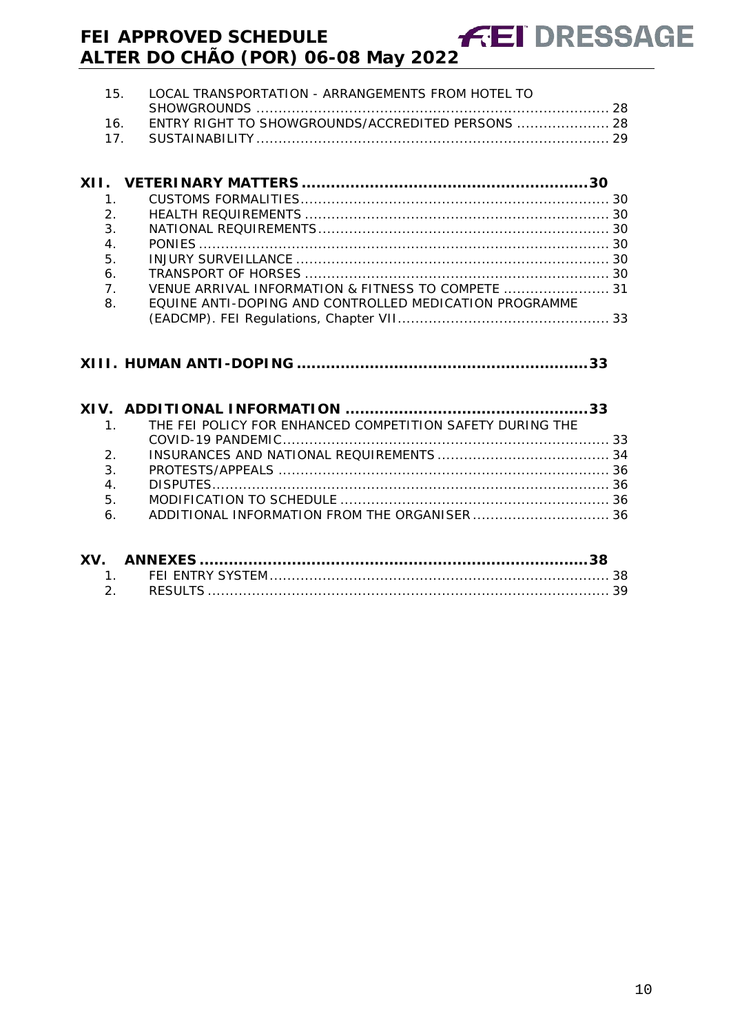15. LOCAL TRANSPORTATION - ARRANGEMENTS FROM HOTEL TO SHOWGROUNDS ........................................................................ 28
16. ENTRY RIGHT TO SHOWGROUNDS/ACCREDITED PERSONS .................... 28
17. SUSTAINABILITY ........................................................................ 29

**XII. VETERINARY MATTERS .........................................................30**

1. CUSTOMS FORMALITIES ........................................................................ 30
2. HEALTH REQUIREMENTS ........................................................................ 30
3. NATIONAL REQUIREMENTS ........................................................................ 30
4. PONIES ........................................................................ 30
5. INJURY SURVEILLANCE ........................................................................ 30
6. TRANSPORT OF HORSES ........................................................................ 30
7. VENUE ARRIVAL INFORMATION & FITNESS TO COMPETE ....................... 31
8. EQUINE ANTI-DOPING AND CONTROLLED MEDICATION PROGRAMME (EADCMP). FEI Regulations, Chapter VII ................................................ 33

**XIII. HUMAN ANTI-DOPING ..........................................................33**

**XIV. ADDITIONAL INFORMATION ................................................33**

1. THE FEI POLICY FOR ENHANCED COMPETITION SAFETY DURING THE COVID-19 PANDEMIC ........................................................................ 33
2. INSURANCES AND NATIONAL REQUIREMENTS ....................................... 34
3. PROTESTS/APPEALS ........................................................................ 36
4. DISPUTES ........................................................................ 36
5. MODIFICATION TO SCHEDULE ........................................................................ 36
6. ADDITIONAL INFORMATION FROM THE ORGANISER ............................... 36

**XV. ANNEXES ..............................................................................38**

1. FEI ENTRY SYSTEM ........................................................................ 38
2. RESULTS ........................................................................ 39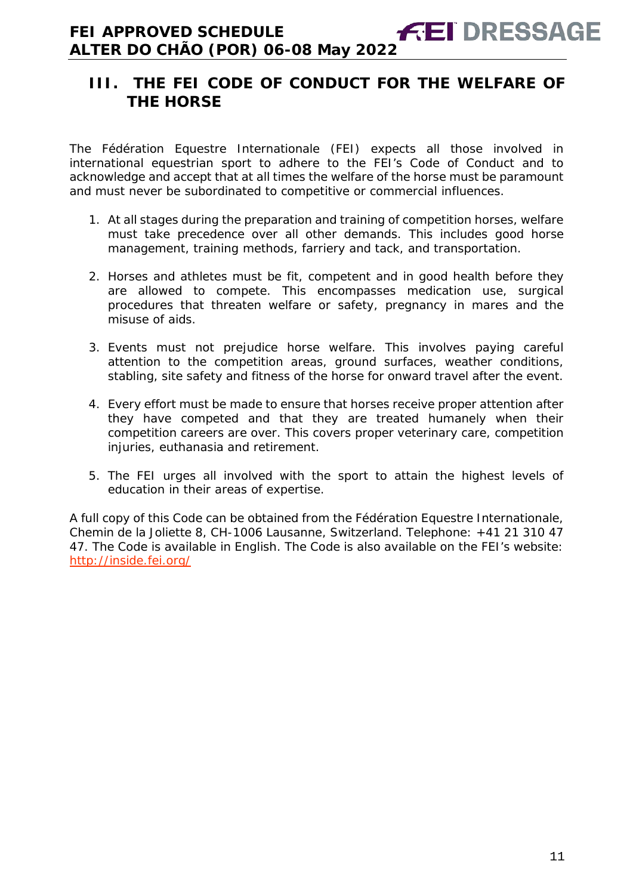## III. THE FEI CODE OF CONDUCT FOR THE WELFARE OF THE HORSE

The Fédération Equestre Internationale (FEI) expects all those involved in international equestrian sport to adhere to the FEI's Code of Conduct and to acknowledge and accept that at all times the welfare of the horse must be paramount and must never be subordinated to competitive or commercial influences.

1. At all stages during the preparation and training of competition horses, welfare must take precedence over all other demands. This includes good horse management, training methods, farriery and tack, and transportation.

2. Horses and athletes must be fit, competent and in good health before they are allowed to compete. This encompasses medication use, surgical procedures that threaten welfare or safety, pregnancy in mares and the misuse of aids.

3. Events must not prejudice horse welfare. This involves paying careful attention to the competition areas, ground surfaces, weather conditions, stabling, site safety and fitness of the horse for onward travel after the event.

4. Every effort must be made to ensure that horses receive proper attention after they have competed and that they are treated humanely when their competition careers are over. This covers proper veterinary care, competition injuries, euthanasia and retirement.

5. The FEI urges all involved with the sport to attain the highest levels of education in their areas of expertise.

A full copy of this Code can be obtained from the Fédération Equestre Internationale, Chemin de la Joliette 8, CH-1006 Lausanne, Switzerland. Telephone: +41 21 310 47 47. The Code is available in English. The Code is also available on the FEI's website: [http://inside.fei.org/](http://inside.fei.org/)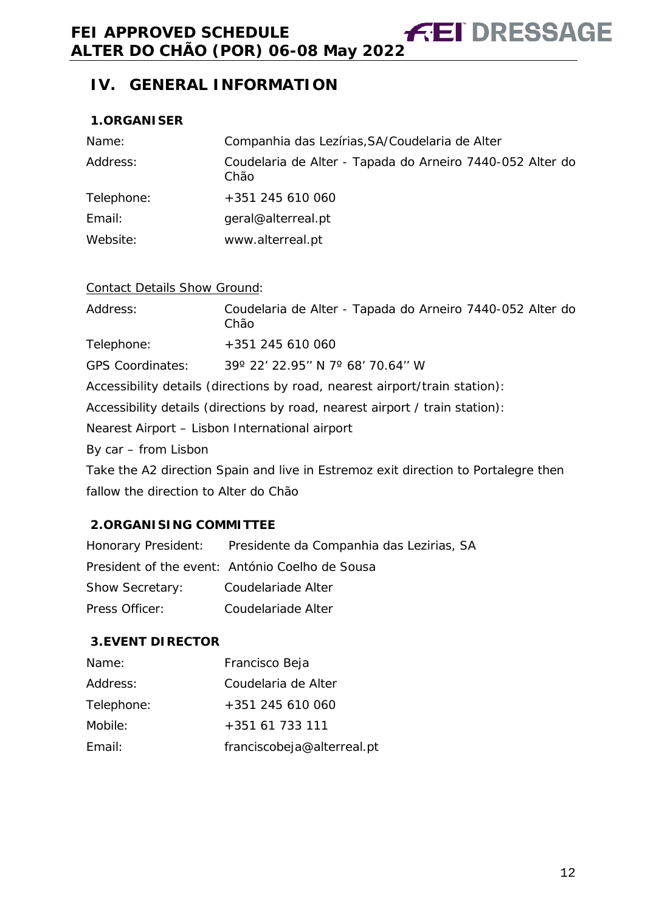## IV. GENERAL INFORMATION

### 1.ORGANISER

| | |
|---|---|
| Name: | Companhia das Lezírias,SA/Coudelaria de Alter |
| Address: | Coudelaria de Alter - Tapada do Arneiro 7440-052 Alter do Chão |
| Telephone: | +351 245 610 060 |
| Email: | geral@alterreal.pt |
| Website: | www.alterreal.pt |

Contact Details Show Ground:

| | |
|---|---|
| Address: | Coudelaria de Alter - Tapada do Arneiro 7440-052 Alter do Chão |
| Telephone: | +351 245 610 060 |
| GPS Coordinates: | 39º 22' 22.95'' N 7º 68' 70.64'' W |

Accessibility details (directions by road, nearest airport/train station):

Accessibility details (directions by road, nearest airport / train station):

Nearest Airport – Lisbon International airport

By car – from Lisbon

Take the A2 direction Spain and live in Estremoz exit direction to Portalegre then fallow the direction to Alter do Chão

### 2.ORGANISING COMMITTEE

| | |
|---|---|
| Honorary President: | Presidente da Companhia das Lezirias, SA |
| President of the event: | António Coelho de Sousa |
| Show Secretary: | Coudelariade Alter |
| Press Officer: | Coudelariade Alter |

### 3.EVENT DIRECTOR

| | |
|---|---|
| Name: | Francisco Beja |
| Address: | Coudelaria de Alter |
| Telephone: | +351 245 610 060 |
| Mobile: | +351 61 733 111 |
| Email: | franciscobeja@alterreal.pt |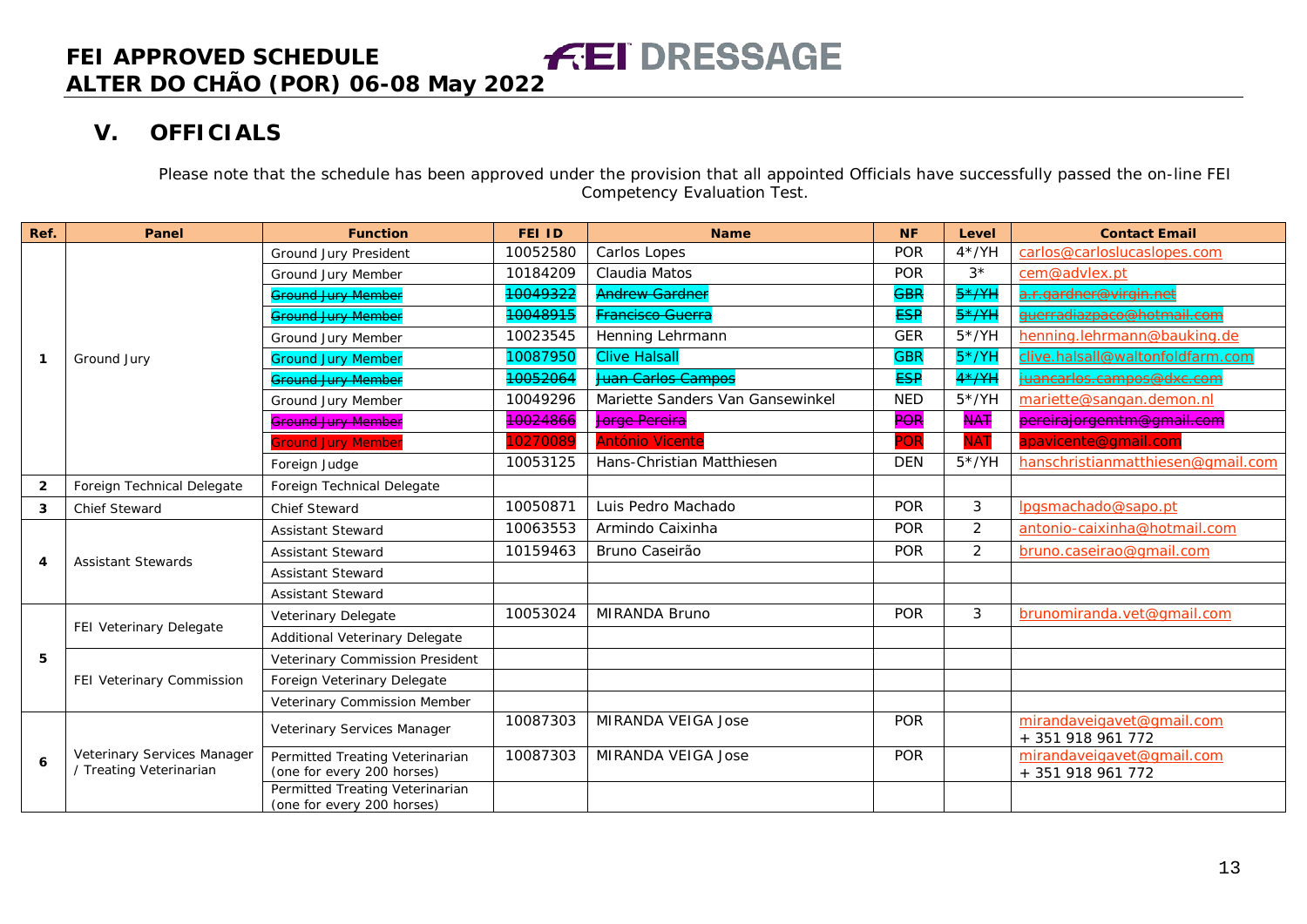# V. OFFICIALS

Please note that the schedule has been approved under the provision that all appointed Officials have successfully passed the on-line FEI Competency Evaluation Test.

| Ref. | Panel | Function | FEI ID | Name | NF | Level | Contact Email |
|---|---|---|---|---|---|---|---|
| 1 | Ground Jury | Ground Jury President | 10052580 | Carlos Lopes | POR | 4*/YH | carlos@carloslucaslopes.com |
| | | Ground Jury Member | 10184209 | Claudia Matos | POR | 3* | cem@advlex.pt |
| | | ~~Ground Jury Member~~ | ~~10049322~~ | ~~Andrew Gardner~~ | ~~GBR~~ | ~~5*/YH~~ | ~~a.r.gardner@virgin.net~~ |
| | | ~~Ground Jury Member~~ | ~~10048915~~ | ~~Francisco Guerra~~ | ~~ESP~~ | ~~5*/YH~~ | ~~guerradiazpaco@hotmail.com~~ |
| | | Ground Jury Member | 10023545 | Henning Lehrmann | GER | 5*/YH | henning.lehrmann@bauking.de |
| | | Ground Jury Member | 10087950 | Clive Halsall | GBR | 5*/YH | clive.halsall@waltonfoldfarm.com |
| | | ~~Ground Jury Member~~ | ~~10052064~~ | ~~Juan Carlos Campos~~ | ~~ESP~~ | ~~4*/YH~~ | ~~juancarlos.campos@dxc.com~~ |
| | | Ground Jury Member | 10049296 | Mariette Sanders Van Gansewinkel | NED | 5*/YH | mariette@sangan.demon.nl |
| | | ~~Ground Jury Member~~ | ~~10024866~~ | ~~Jorge Pereira~~ | ~~POR~~ | ~~NAT~~ | ~~pereirajorgemtm@gmail.com~~ |
| | | Ground Jury Member | 10270089 | António Vicente | POR | NAT | apavicente@gmail.com |
| | | Foreign Judge | 10053125 | Hans-Christian Matthiesen | DEN | 5*/YH | hanschristianmatthiesen@gmail.com |
| 2 | Foreign Technical Delegate | Foreign Technical Delegate | | | | | |
| 3 | Chief Steward | Chief Steward | 10050871 | Luis Pedro Machado | POR | 3 | lpgsmachado@sapo.pt |
| 4 | Assistant Stewards | Assistant Steward | 10063553 | Armindo Caixinha | POR | 2 | antonio-caixinha@hotmail.com |
| | | Assistant Steward | 10159463 | Bruno Caseirão | POR | 2 | bruno.caseirao@gmail.com |
| | | Assistant Steward | | | | | |
| | | Assistant Steward | | | | | |
| 5 | FEI Veterinary Delegate | Veterinary Delegate | 10053024 | MIRANDA Bruno | POR | 3 | brunomiranda.vet@gmail.com |
| | | Additional Veterinary Delegate | | | | | |
| | FEI Veterinary Commission | Veterinary Commission President | | | | | |
| | | Foreign Veterinary Delegate | | | | | |
| | | Veterinary Commission Member | | | | | |
| 6 | Veterinary Services Manager / Treating Veterinarian | Veterinary Services Manager | 10087303 | MIRANDA VEIGA Jose | POR | | mirandaveigavet@gmail.com + 351 918 961 772 |
| | | Permitted Treating Veterinarian (one for every 200 horses) | 10087303 | MIRANDA VEIGA Jose | POR | | mirandaveigavet@gmail.com + 351 918 961 772 |
| | | Permitted Treating Veterinarian (one for every 200 horses) | | | | | |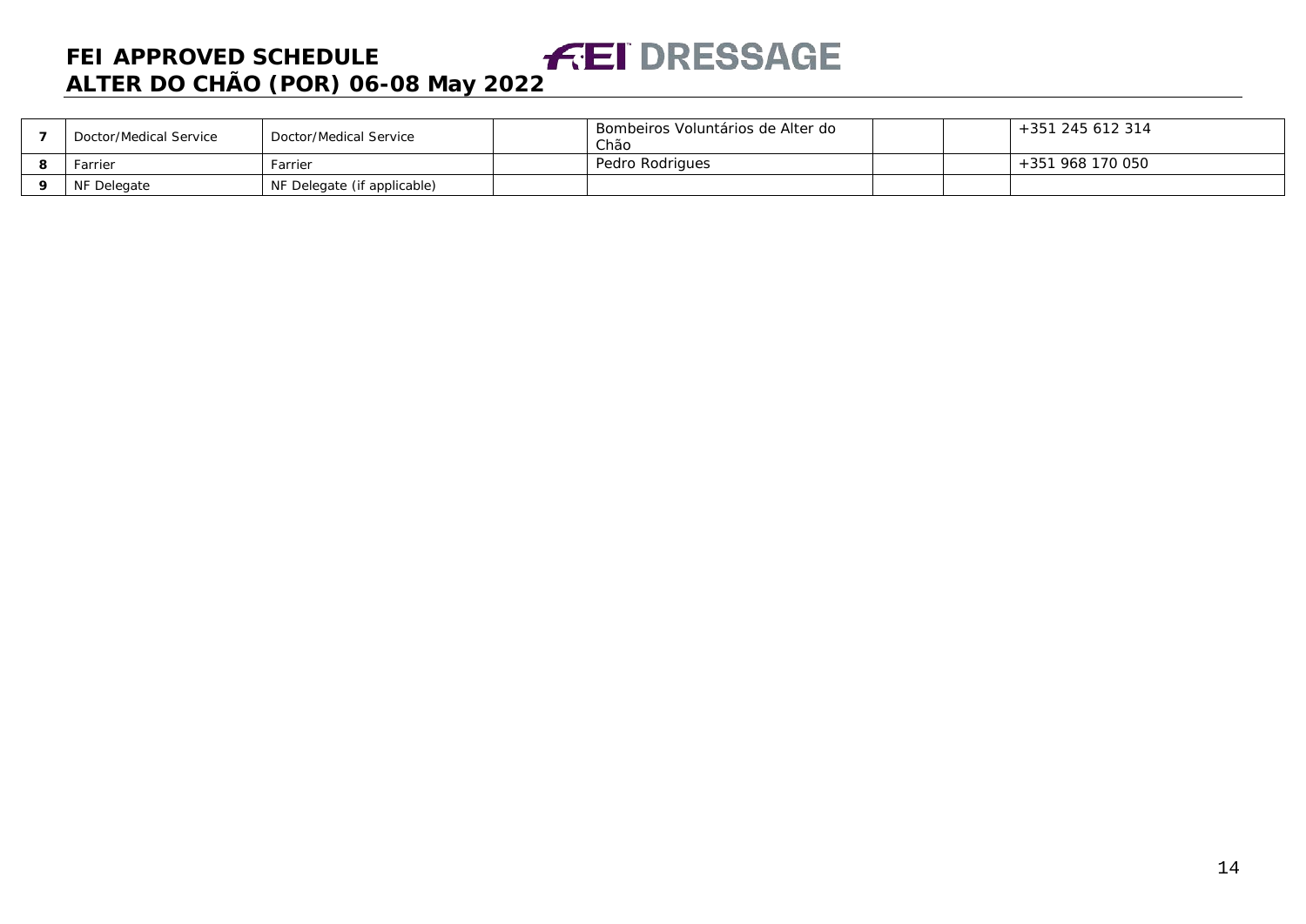| 7 | Doctor/Medical Service | Doctor/Medical Service | | Bombeiros Voluntários de Alter do Chão | | | +351 245 612 314 |
|---|---|---|---|---|---|---|---|
| 8 | Farrier | Farrier | | Pedro Rodrigues | | | +351 968 170 050 |
| 9 | NF Delegate | NF Delegate (if applicable) | | | | | |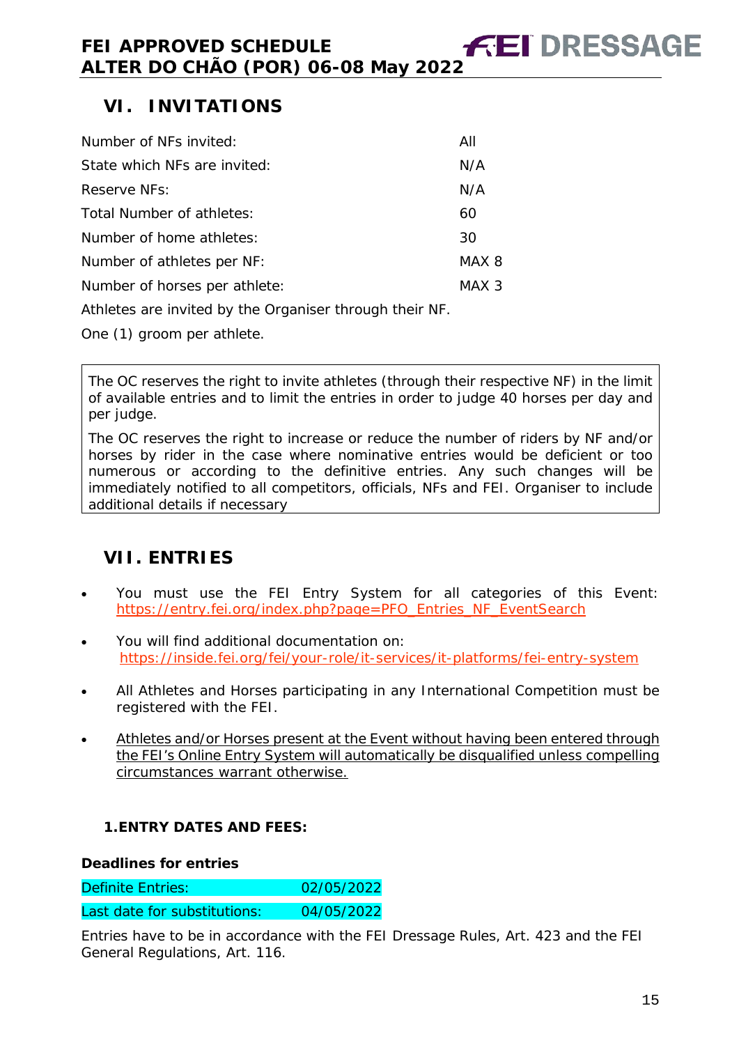## VI. INVITATIONS

| | |
|---|---|
| Number of NFs invited: | All |
| State which NFs are invited: | N/A |
| Reserve NFs: | N/A |
| Total Number of athletes: | 60 |
| Number of home athletes: | 30 |
| Number of athletes per NF: | MAX 8 |
| Number of horses per athlete: | MAX 3 |

Athletes are invited by the Organiser through their NF.

One (1) groom per athlete.

The OC reserves the right to invite athletes (through their respective NF) in the limit of available entries and to limit the entries in order to judge 40 horses per day and per judge.

The OC reserves the right to increase or reduce the number of riders by NF and/or horses by rider in the case where nominative entries would be deficient or too numerous or according to the definitive entries. Any such changes will be immediately notified to all competitors, officials, NFs and FEI. Organiser to include additional details if necessary

## VII. ENTRIES

- You must use the FEI Entry System for all categories of this Event: https://entry.fei.org/index.php?page=PFO_Entries_NF_EventSearch
- You will find additional documentation on: https://inside.fei.org/fei/your-role/it-services/it-platforms/fei-entry-system
- All Athletes and Horses participating in any International Competition must be registered with the FEI.
- Athletes and/or Horses present at the Event without having been entered through the FEI's Online Entry System will automatically be disqualified unless compelling circumstances warrant otherwise.

### 1. ENTRY DATES AND FEES:

**Deadlines for entries**

| | |
|---|---|
| Definite Entries: | 02/05/2022 |
| Last date for substitutions: | 04/05/2022 |

Entries have to be in accordance with the FEI Dressage Rules, Art. 423 and the FEI General Regulations, Art. 116.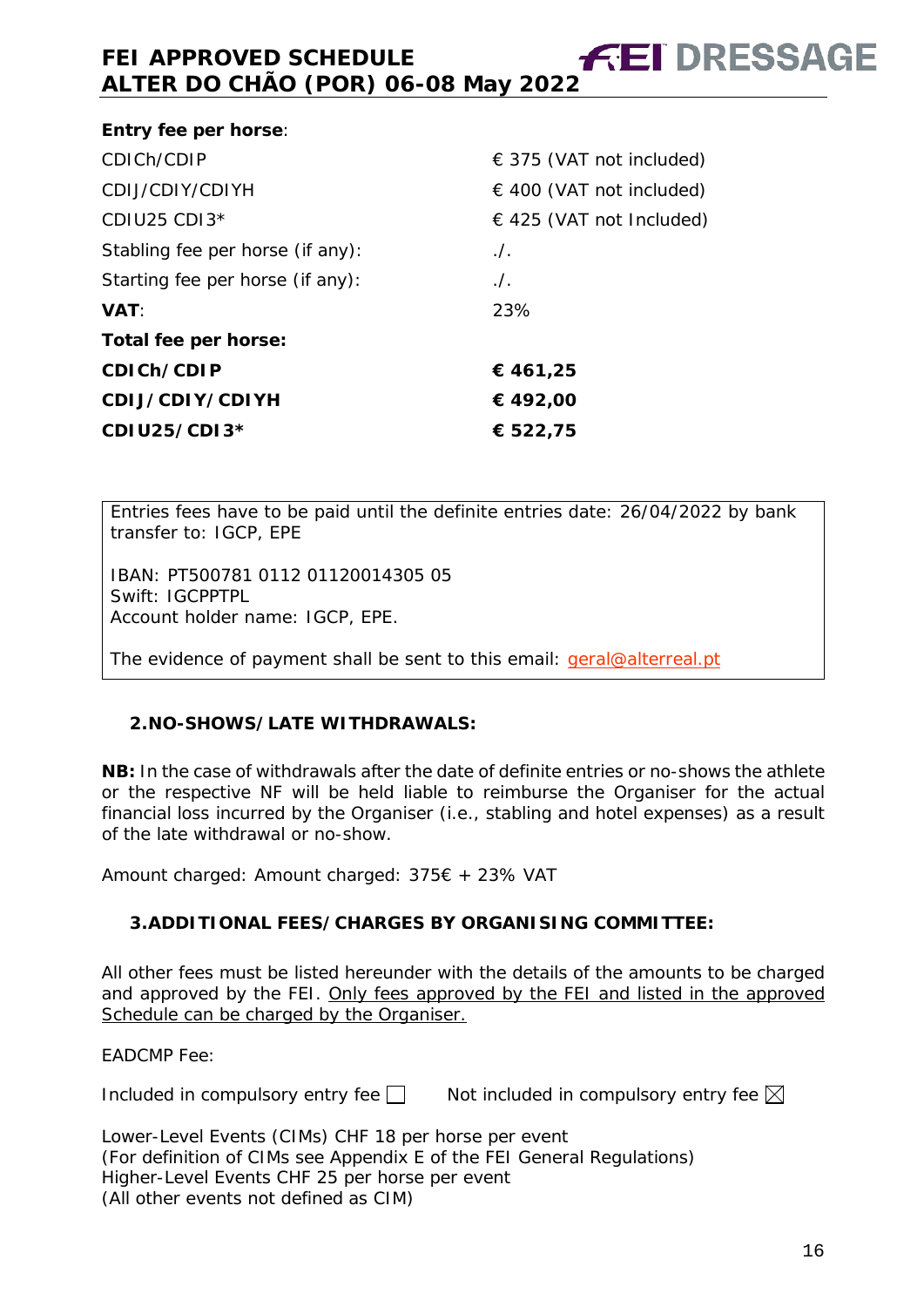**Entry fee per horse**:

| | |
|---|---|
| CDICh/CDIP | € 375 (VAT not included) |
| CDIJ/CDIY/CDIYH | € 400 (VAT not included) |
| CDIU25 CDI3* | € 425 (VAT not Included) |
| Stabling fee per horse (if any): | ./. |
| Starting fee per horse (if any): | ./. |
| **VAT**: | 23% |
| **Total fee per horse:** | |
| **CDICh/CDIP** | **€ 461,25** |
| **CDIJ/CDIY/CDIYH** | **€ 492,00** |
| **CDIU25/CDI3*** | **€ 522,75** |

Entries fees have to be paid until the definite entries date: 26/04/2022 by bank transfer to: IGCP, EPE

IBAN: PT500781 0112 01120014305 05
Swift: IGCPPTPL
Account holder name: IGCP, EPE.

The evidence of payment shall be sent to this email: geral@alterreal.pt

## 2. NO-SHOWS/LATE WITHDRAWALS:

**NB:** In the case of withdrawals after the date of definite entries or no-shows the athlete or the respective NF will be held liable to reimburse the Organiser for the actual financial loss incurred by the Organiser (i.e., stabling and hotel expenses) as a result of the late withdrawal or no-show.

Amount charged: Amount charged: 375€ + 23% VAT

## 3. ADDITIONAL FEES/CHARGES BY ORGANISING COMMITTEE:

All other fees must be listed hereunder with the details of the amounts to be charged and approved by the FEI. Only fees approved by the FEI and listed in the approved Schedule can be charged by the Organiser.

EADCMP Fee:

Included in compulsory entry fee ☐ Not included in compulsory entry fee ☒

Lower-Level Events (CIMs) CHF 18 per horse per event
(For definition of CIMs see Appendix E of the FEI General Regulations)
Higher-Level Events CHF 25 per horse per event
(All other events not defined as CIM)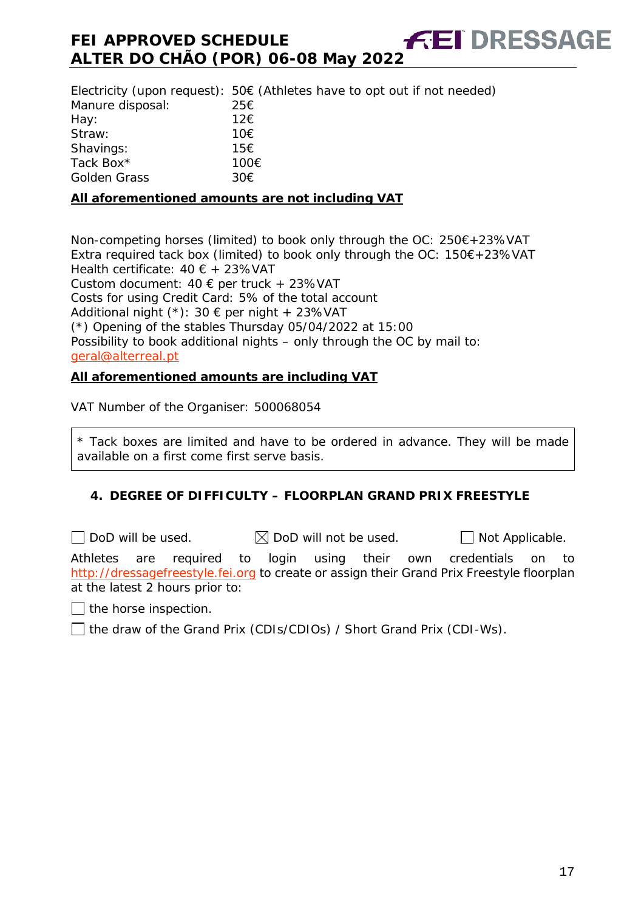| | |
|---|---|
| Electricity (upon request): | 50€ (Athletes have to opt out if not needed) |
| Manure disposal: | 25€ |
| Hay: | 12€ |
| Straw: | 10€ |
| Shavings: | 15€ |
| Tack Box* | 100€ |
| Golden Grass | 30€ |

**All aforementioned amounts are not including VAT**

Non-competing horses (limited) to book only through the OC: 250€+23% VAT
Extra required tack box (limited) to book only through the OC: 150€+23% VAT
Health certificate: 40 € + 23% VAT
Custom document: 40 € per truck + 23% VAT
Costs for using Credit Card: 5% of the total account
Additional night (*): 30 € per night + 23% VAT
(*) Opening of the stables Thursday 05/04/2022 at 15:00
Possibility to book additional nights – only through the OC by mail to: geral@alterreal.pt

**All aforementioned amounts are including VAT**

VAT Number of the Organiser: 500068054

> * Tack boxes are limited and have to be ordered in advance. They will be made available on a first come first serve basis.

## 4. DEGREE OF DIFFICULTY – FLOORPLAN GRAND PRIX FREESTYLE

☐ DoD will be used. ☒ DoD will not be used. ☐ Not Applicable.

Athletes are required to login using their own credentials on to http://dressagefreestyle.fei.org to create or assign their Grand Prix Freestyle floorplan at the latest 2 hours prior to:

☐ the horse inspection.

☐ the draw of the Grand Prix (CDIs/CDIOs) / Short Grand Prix (CDI-Ws).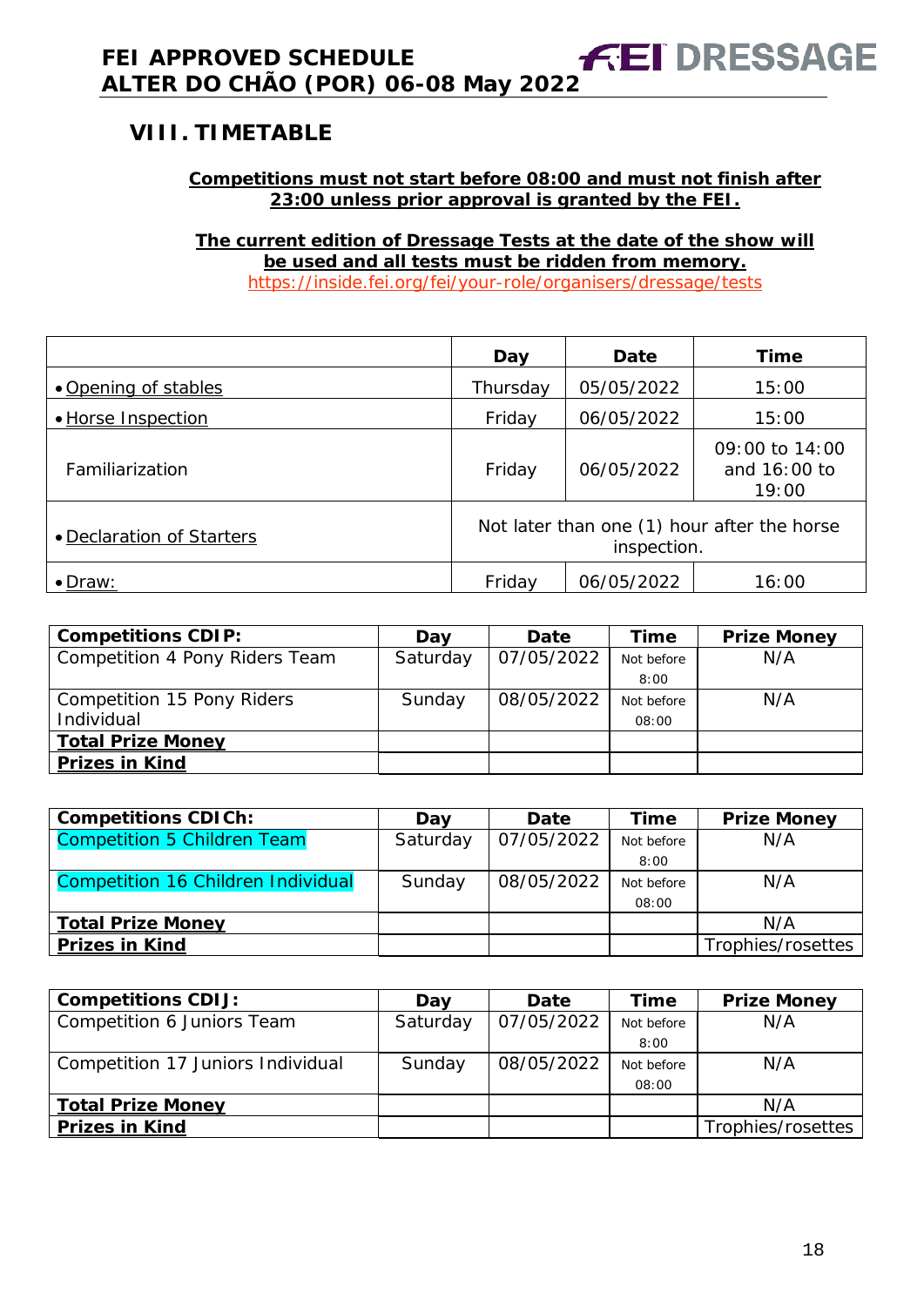## VIII. TIMETABLE

**Competitions must not start before 08:00 and must not finish after 23:00 unless prior approval is granted by the FEI.**

**The current edition of Dressage Tests at the date of the show will be used and all tests must be ridden from memory.**
https://inside.fei.org/fei/your-role/organisers/dressage/tests

| | Day | Date | Time |
|---|---|---|---|
| • Opening of stables | Thursday | 05/05/2022 | 15:00 |
| • Horse Inspection | Friday | 06/05/2022 | 15:00 |
| Familiarization | Friday | 06/05/2022 | 09:00 to 14:00 and 16:00 to 19:00 |
| • Declaration of Starters | Not later than one (1) hour after the horse inspection. | | |
| • Draw: | Friday | 06/05/2022 | 16:00 |

| Competitions CDIP: | Day | Date | Time | Prize Money |
|---|---|---|---|---|
| Competition 4 Pony Riders Team | Saturday | 07/05/2022 | Not before 8:00 | N/A |
| Competition 15 Pony Riders Individual | Sunday | 08/05/2022 | Not before 08:00 | N/A |
| **Total Prize Money** | | | | |
| **Prizes in Kind** | | | | |

| Competitions CDICh: | Day | Date | Time | Prize Money |
|---|---|---|---|---|
| Competition 5 Children Team | Saturday | 07/05/2022 | Not before 8:00 | N/A |
| Competition 16 Children Individual | Sunday | 08/05/2022 | Not before 08:00 | N/A |
| **Total Prize Money** | | | | N/A |
| **Prizes in Kind** | | | | Trophies/rosettes |

| Competitions CDIJ: | Day | Date | Time | Prize Money |
|---|---|---|---|---|
| Competition 6 Juniors Team | Saturday | 07/05/2022 | Not before 8:00 | N/A |
| Competition 17 Juniors Individual | Sunday | 08/05/2022 | Not before 08:00 | N/A |
| **Total Prize Money** | | | | N/A |
| **Prizes in Kind** | | | | Trophies/rosettes |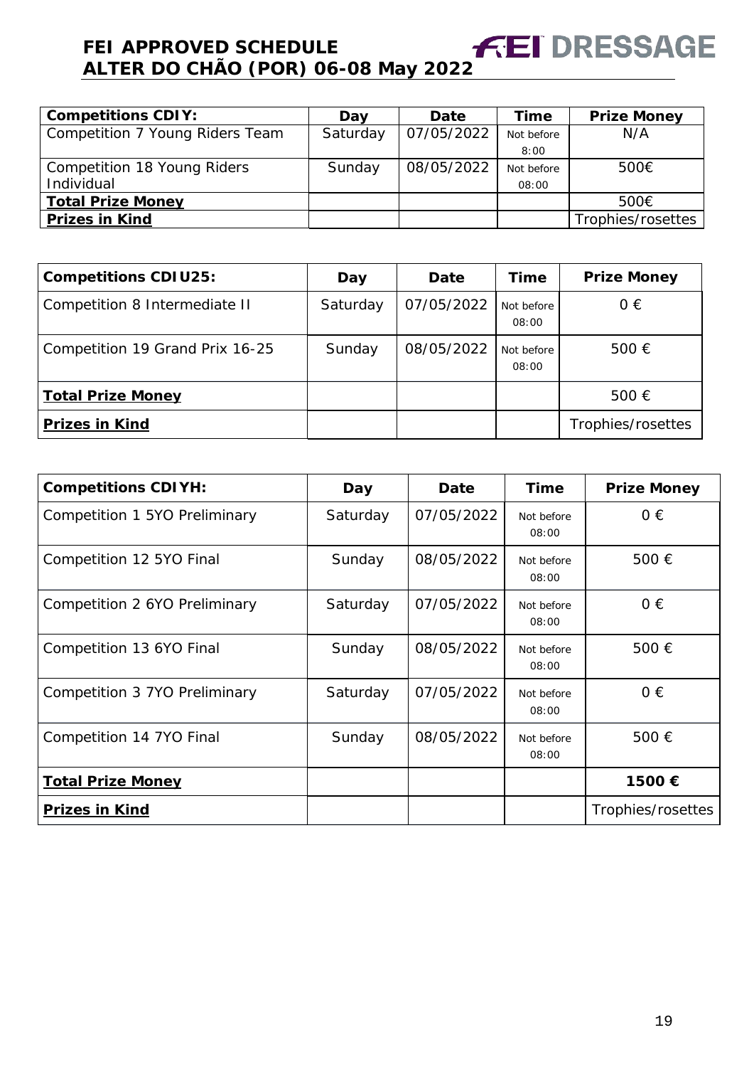| Competitions CDIY: | Day | Date | Time | Prize Money |
|---|---|---|---|---|
| Competition 7 Young Riders Team | Saturday | 07/05/2022 | Not before 8:00 | N/A |
| Competition 18 Young Riders Individual | Sunday | 08/05/2022 | Not before 08:00 | 500€ |
| **Total Prize Money** | | | | 500€ |
| **Prizes in Kind** | | | | Trophies/rosettes |

| Competitions CDIU25: | Day | Date | Time | Prize Money |
|---|---|---|---|---|
| Competition 8 Intermediate II | Saturday | 07/05/2022 | Not before 08:00 | 0 € |
| Competition 19 Grand Prix 16-25 | Sunday | 08/05/2022 | Not before 08:00 | 500 € |
| **Total Prize Money** | | | | 500 € |
| **Prizes in Kind** | | | | Trophies/rosettes |

| Competitions CDIYH: | Day | Date | Time | Prize Money |
|---|---|---|---|---|
| Competition 1 5YO Preliminary | Saturday | 07/05/2022 | Not before 08:00 | 0 € |
| Competition 12 5YO Final | Sunday | 08/05/2022 | Not before 08:00 | 500 € |
| Competition 2 6YO Preliminary | Saturday | 07/05/2022 | Not before 08:00 | 0 € |
| Competition 13 6YO Final | Sunday | 08/05/2022 | Not before 08:00 | 500 € |
| Competition 3 7YO Preliminary | Saturday | 07/05/2022 | Not before 08:00 | 0 € |
| Competition 14 7YO Final | Sunday | 08/05/2022 | Not before 08:00 | 500 € |
| **Total Prize Money** | | | | **1500 €** |
| **Prizes in Kind** | | | | Trophies/rosettes |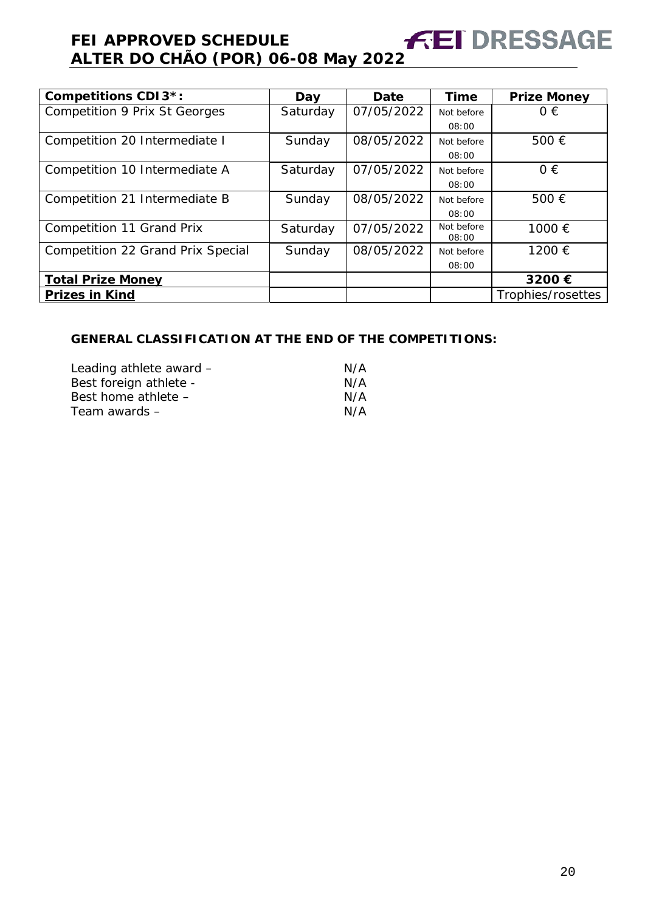| **Competitions CDI3*:** | **Day** | **Date** | **Time** | **Prize Money** |
|---|---|---|---|---|
| Competition 9 Prix St Georges | Saturday | 07/05/2022 | Not before 08:00 | 0 € |
| Competition 20 Intermediate I | Sunday | 08/05/2022 | Not before 08:00 | 500 € |
| Competition 10 Intermediate A | Saturday | 07/05/2022 | Not before 08:00 | 0 € |
| Competition 21 Intermediate B | Sunday | 08/05/2022 | Not before 08:00 | 500 € |
| Competition 11 Grand Prix | Saturday | 07/05/2022 | Not before 08:00 | 1000 € |
| Competition 22 Grand Prix Special | Sunday | 08/05/2022 | Not before 08:00 | 1200 € |
| **Total Prize Money** | | | | **3200 €** |
| **Prizes in Kind** | | | | Trophies/rosettes |

**GENERAL CLASSIFICATION AT THE END OF THE COMPETITIONS:**

Leading athlete award – N/A
Best foreign athlete - N/A
Best home athlete – N/A
Team awards – N/A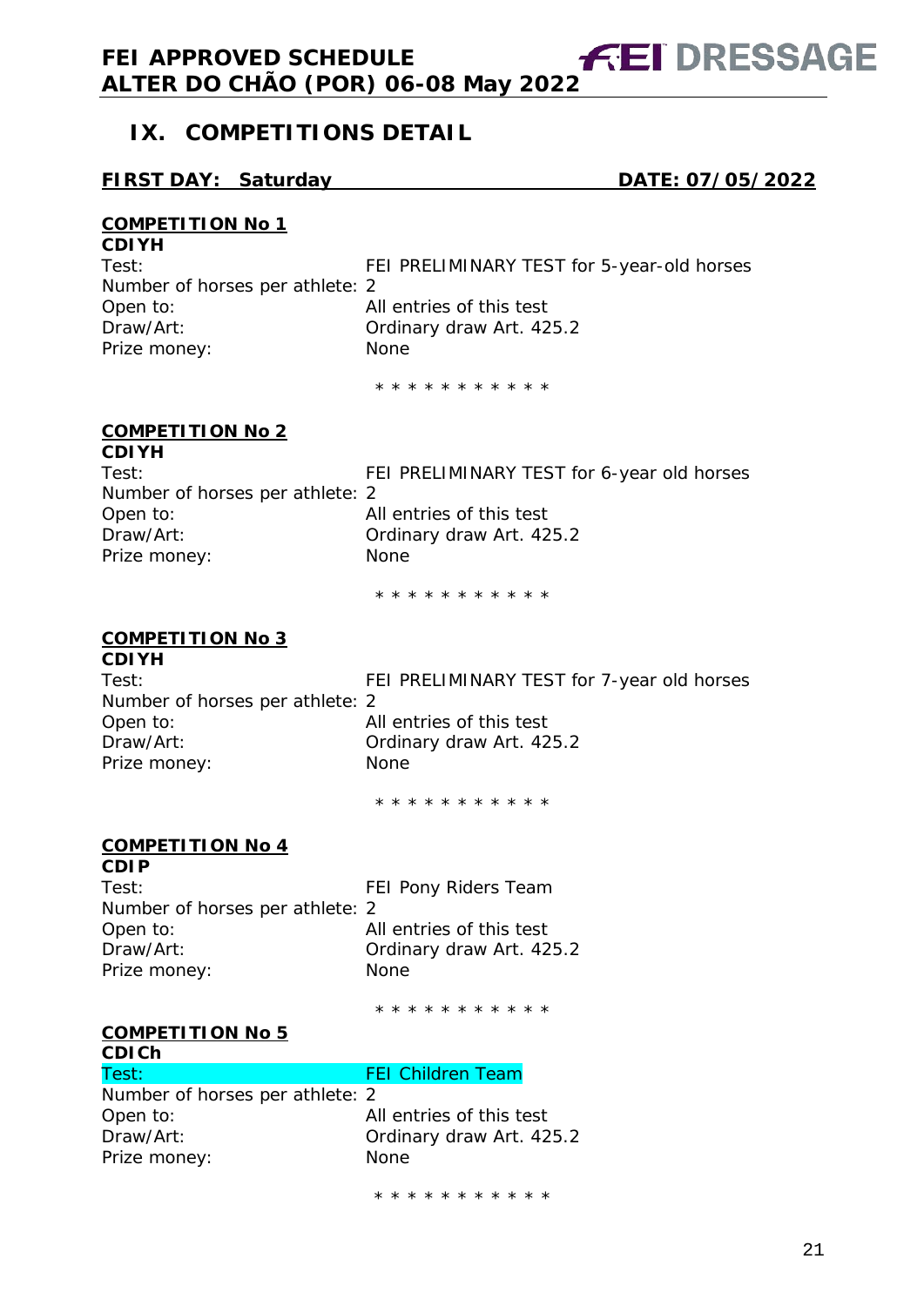## IX. COMPETITIONS DETAIL

**FIRST DAY: Saturday DATE: 07/05/2022**

**COMPETITION No 1**
**CDIYH**

Test: FEI PRELIMINARY TEST for 5-year-old horses
Number of horses per athlete: 2
Open to: All entries of this test
Draw/Art: Ordinary draw Art. 425.2
Prize money: None

* * * * * * * * * * *

**COMPETITION No 2**
**CDIYH**

Test: FEI PRELIMINARY TEST for 6-year old horses
Number of horses per athlete: 2
Open to: All entries of this test
Draw/Art: Ordinary draw Art. 425.2
Prize money: None

* * * * * * * * * * *

**COMPETITION No 3**
**CDIYH**

Test: FEI PRELIMINARY TEST for 7-year old horses
Number of horses per athlete: 2
Open to: All entries of this test
Draw/Art: Ordinary draw Art. 425.2
Prize money: None

* * * * * * * * * * *

**COMPETITION No 4**
**CDIP**

Test: FEI Pony Riders Team
Number of horses per athlete: 2
Open to: All entries of this test
Draw/Art: Ordinary draw Art. 425.2
Prize money: None

* * * * * * * * * * *

**COMPETITION No 5**
**CDICh**

Test: FEI Children Team
Number of horses per athlete: 2
Open to: All entries of this test
Draw/Art: Ordinary draw Art. 425.2
Prize money: None

* * * * * * * * * * *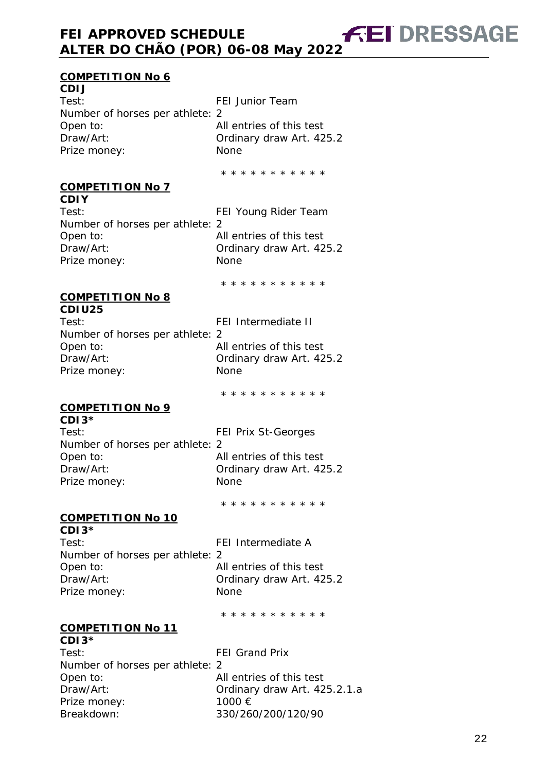### COMPETITION No 6

**CDIJ**

Test: FEI Junior Team
Number of horses per athlete: 2
Open to: All entries of this test
Draw/Art: Ordinary draw Art. 425.2
Prize money: None

* * * * * * * * * * *

### COMPETITION No 7

**CDIY**

Test: FEI Young Rider Team
Number of horses per athlete: 2
Open to: All entries of this test
Draw/Art: Ordinary draw Art. 425.2
Prize money: None

* * * * * * * * * * *

### COMPETITION No 8

**CDIU25**

Test: FEI Intermediate II
Number of horses per athlete: 2
Open to: All entries of this test
Draw/Art: Ordinary draw Art. 425.2
Prize money: None

* * * * * * * * * * *

### COMPETITION No 9

**CDI3***

Test: FEI Prix St-Georges
Number of horses per athlete: 2
Open to: All entries of this test
Draw/Art: Ordinary draw Art. 425.2
Prize money: None

* * * * * * * * * * *

### COMPETITION No 10

**CDI3***

Test: FEI Intermediate A
Number of horses per athlete: 2
Open to: All entries of this test
Draw/Art: Ordinary draw Art. 425.2
Prize money: None

* * * * * * * * * * *

### COMPETITION No 11

**CDI3***

Test: FEI Grand Prix
Number of horses per athlete: 2
Open to: All entries of this test
Draw/Art: Ordinary draw Art. 425.2.1.a
Prize money: 1000 €
Breakdown: 330/260/200/120/90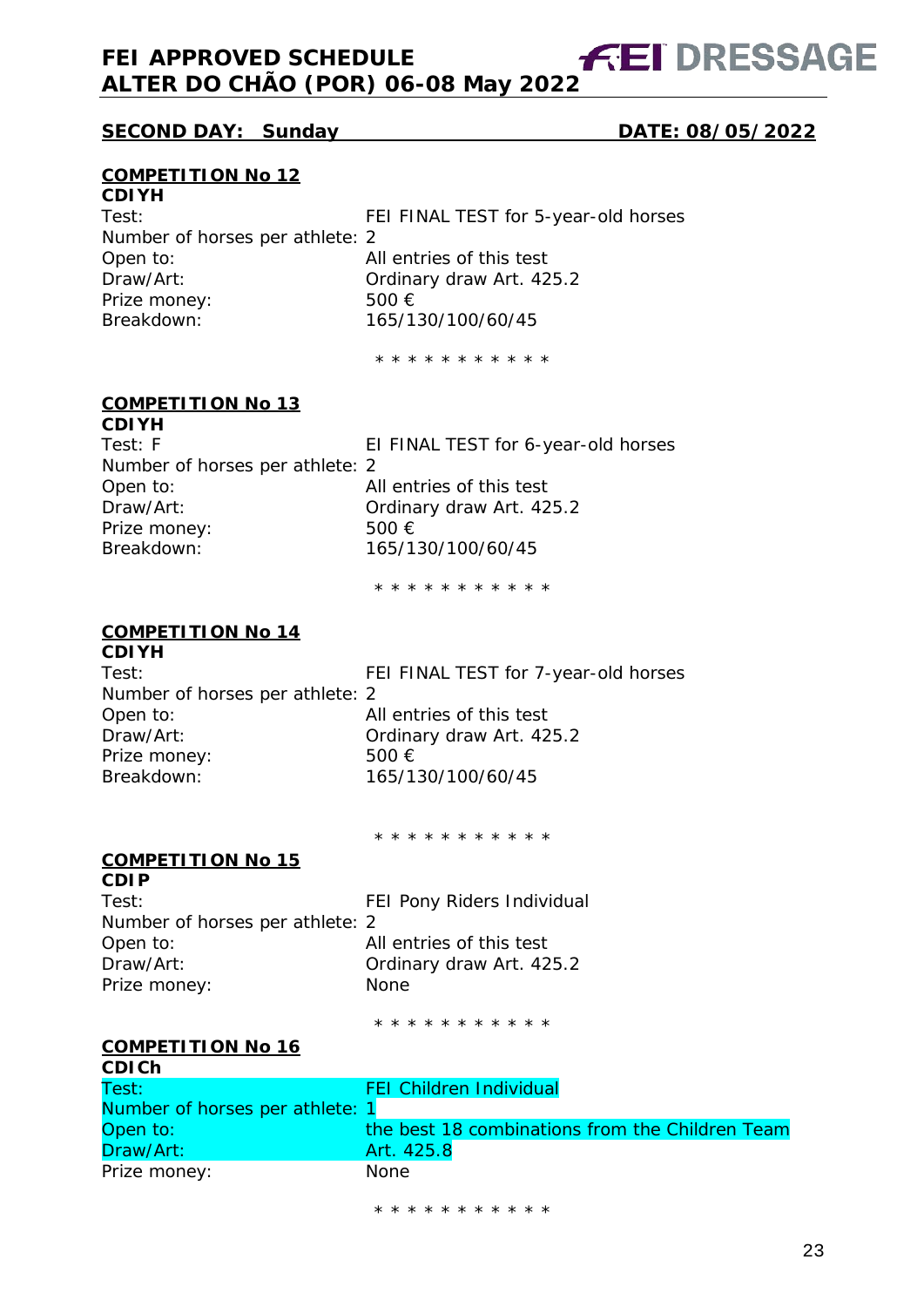## SECOND DAY: Sunday DATE: 08/05/2022

**COMPETITION No 12**

**CDIYH**

Test: FEI FINAL TEST for 5-year-old horses
Number of horses per athlete: 2
Open to: All entries of this test
Draw/Art: Ordinary draw Art. 425.2
Prize money: 500 €
Breakdown: 165/130/100/60/45

* * * * * * * * * * *

**COMPETITION No 13**

**CDIYH**

Test: F EI FINAL TEST for 6-year-old horses
Number of horses per athlete: 2
Open to: All entries of this test
Draw/Art: Ordinary draw Art. 425.2
Prize money: 500 €
Breakdown: 165/130/100/60/45

* * * * * * * * * * *

**COMPETITION No 14**

**CDIYH**

Test: FEI FINAL TEST for 7-year-old horses
Number of horses per athlete: 2
Open to: All entries of this test
Draw/Art: Ordinary draw Art. 425.2
Prize money: 500 €
Breakdown: 165/130/100/60/45

* * * * * * * * * * *

**COMPETITION No 15**

**CDIP**

Test: FEI Pony Riders Individual
Number of horses per athlete: 2
Open to: All entries of this test
Draw/Art: Ordinary draw Art. 425.2
Prize money: None

* * * * * * * * * * *

**COMPETITION No 16**

**CDICh**

Test: FEI Children Individual
Number of horses per athlete: 1
Open to: the best 18 combinations from the Children Team
Draw/Art: Art. 425.8
Prize money: None

* * * * * * * * * * *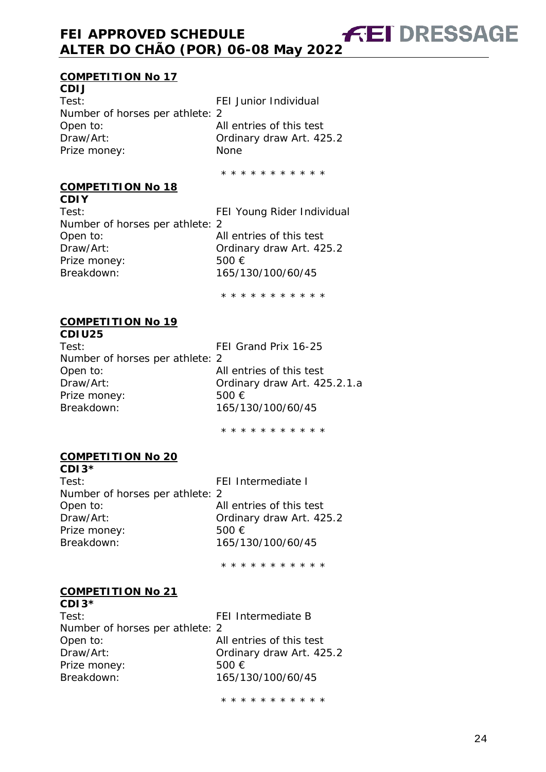## COMPETITION No 17

**CDIJ**

Test: FEI Junior Individual
Number of horses per athlete: 2
Open to: All entries of this test
Draw/Art: Ordinary draw Art. 425.2
Prize money: None

* * * * * * * * * * *

## COMPETITION No 18

**CDIY**

Test: FEI Young Rider Individual
Number of horses per athlete: 2
Open to: All entries of this test
Draw/Art: Ordinary draw Art. 425.2
Prize money: 500 €
Breakdown: 165/130/100/60/45

* * * * * * * * * * *

## COMPETITION No 19

**CDIU25**

Test: FEI Grand Prix 16-25
Number of horses per athlete: 2
Open to: All entries of this test
Draw/Art: Ordinary draw Art. 425.2.1.a
Prize money: 500 €
Breakdown: 165/130/100/60/45

* * * * * * * * * * *

## COMPETITION No 20

**CDI3***

Test: FEI Intermediate I
Number of horses per athlete: 2
Open to: All entries of this test
Draw/Art: Ordinary draw Art. 425.2
Prize money: 500 €
Breakdown: 165/130/100/60/45

* * * * * * * * * * *

## COMPETITION No 21

**CDI3***

Test: FEI Intermediate B
Number of horses per athlete: 2
Open to: All entries of this test
Draw/Art: Ordinary draw Art. 425.2
Prize money: 500 €
Breakdown: 165/130/100/60/45

* * * * * * * * * * *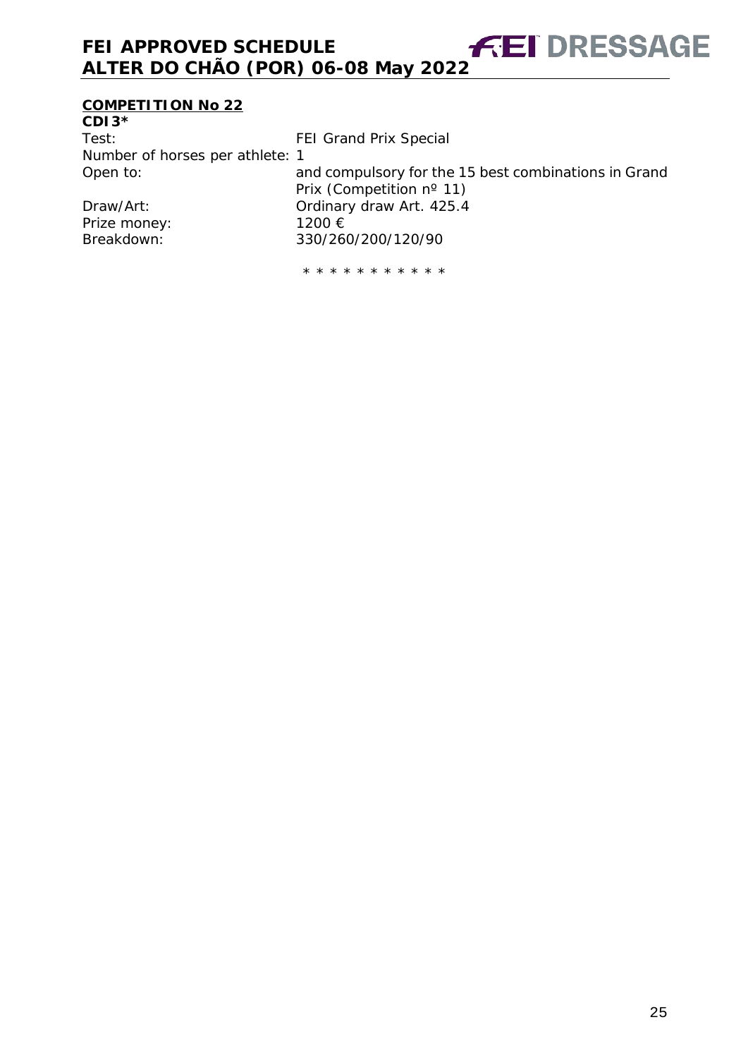**COMPETITION No 22**

**CDI3***

Test: FEI Grand Prix Special

Number of horses per athlete: 1

Open to: and compulsory for the 15 best combinations in Grand Prix (Competition nº 11)

Draw/Art: Ordinary draw Art. 425.4

Prize money: 1200 €

Breakdown: 330/260/200/120/90

* * * * * * * * * * *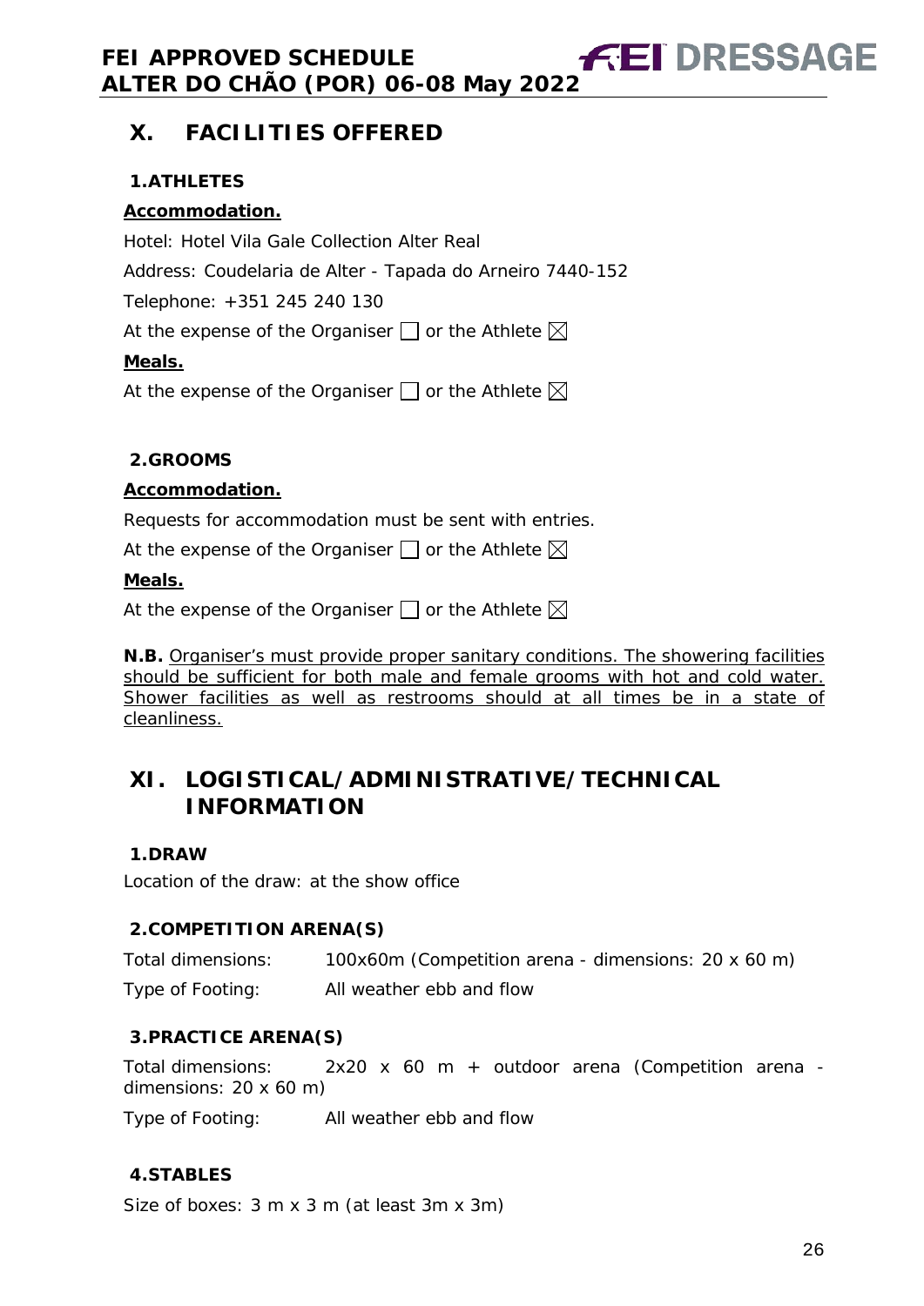# X. FACILITIES OFFERED

## 1. ATHLETES

**Accommodation.**

Hotel: Hotel Vila Gale Collection Alter Real

Address: Coudelaria de Alter - Tapada do Arneiro 7440-152

Telephone: +351 245 240 130

At the expense of the Organiser ☐ or the Athlete ☒

**Meals.**

At the expense of the Organiser ☐ or the Athlete ☒

## 2. GROOMS

**Accommodation.**

Requests for accommodation must be sent with entries.

At the expense of the Organiser ☐ or the Athlete ☒

**Meals.**

At the expense of the Organiser ☐ or the Athlete ☒

**N.B.** Organiser's must provide proper sanitary conditions. The showering facilities should be sufficient for both male and female grooms with hot and cold water. Shower facilities as well as restrooms should at all times be in a state of cleanliness.

# XI. LOGISTICAL/ADMINISTRATIVE/TECHNICAL INFORMATION

## 1. DRAW

Location of the draw: at the show office

## 2. COMPETITION ARENA(S)

Total dimensions: 100x60m (Competition arena - dimensions: 20 x 60 m)

Type of Footing: All weather ebb and flow

## 3. PRACTICE ARENA(S)

Total dimensions: 2x20 x 60 m + outdoor arena (Competition arena - dimensions: 20 x 60 m)

Type of Footing: All weather ebb and flow

## 4. STABLES

Size of boxes: 3 m x 3 m (at least 3m x 3m)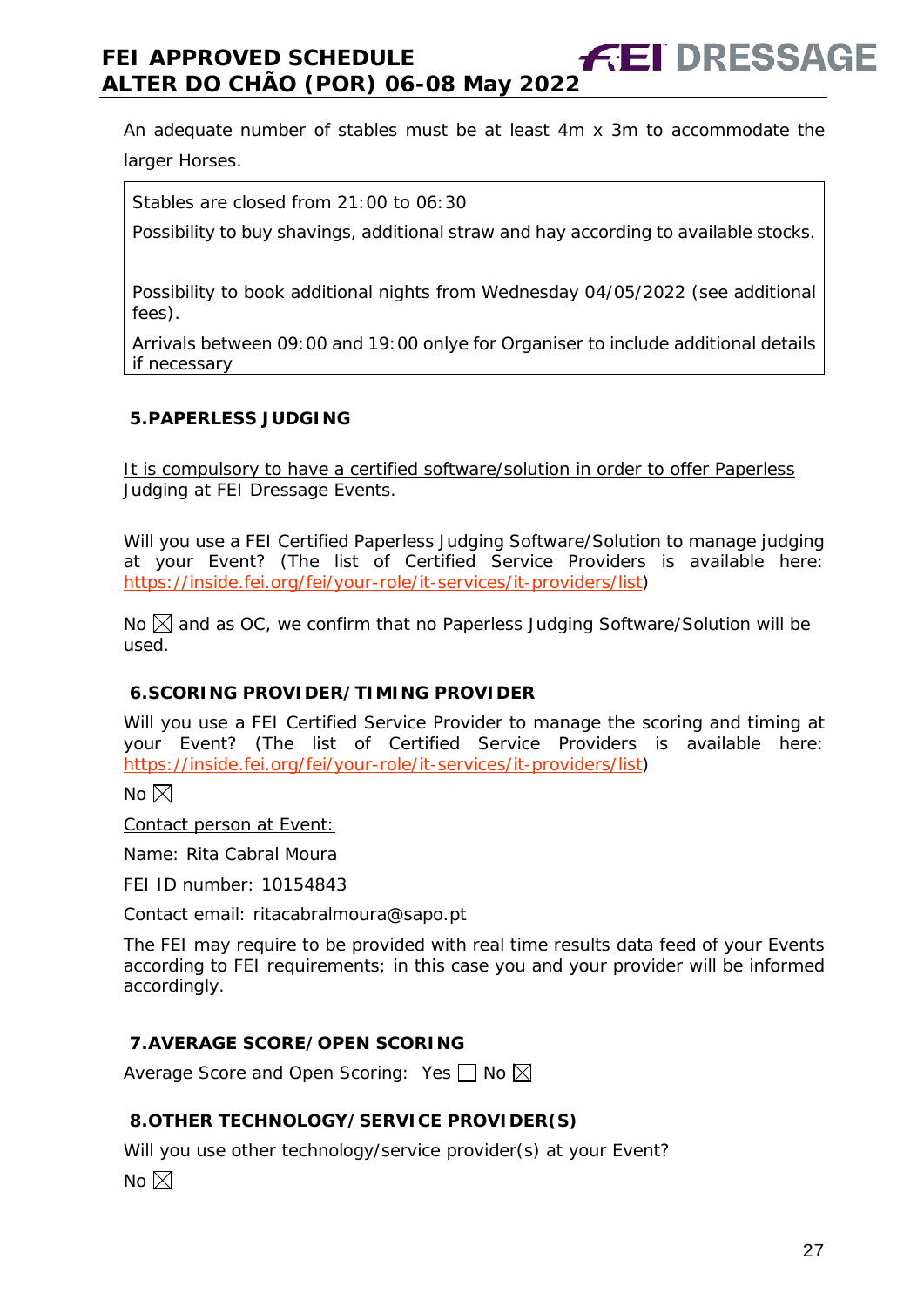An adequate number of stables must be at least 4m x 3m to accommodate the larger Horses.

| Stables are closed from 21:00 to 06:30<br>Possibility to buy shavings, additional straw and hay according to available stocks.<br><br>Possibility to book additional nights from Wednesday 04/05/2022 (see additional fees).<br>Arrivals between 09:00 and 19:00 onlye for Organiser to include additional details if necessary |
|---|

## 5. PAPERLESS JUDGING

It is compulsory to have a certified software/solution in order to offer Paperless Judging at FEI Dressage Events.

Will you use a FEI Certified Paperless Judging Software/Solution to manage judging at your Event? (The list of Certified Service Providers is available here: https://inside.fei.org/fei/your-role/it-services/it-providers/list)

No ☒ and as OC, we confirm that no Paperless Judging Software/Solution will be used.

## 6. SCORING PROVIDER/TIMING PROVIDER

Will you use a FEI Certified Service Provider to manage the scoring and timing at your Event? (The list of Certified Service Providers is available here: https://inside.fei.org/fei/your-role/it-services/it-providers/list)

No ☒

Contact person at Event:

Name: Rita Cabral Moura

FEI ID number: 10154843

Contact email: ritacabralmoura@sapo.pt

The FEI may require to be provided with real time results data feed of your Events according to FEI requirements; in this case you and your provider will be informed accordingly.

## 7. AVERAGE SCORE/OPEN SCORING

Average Score and Open Scoring: Yes ☐ No ☒

## 8. OTHER TECHNOLOGY/SERVICE PROVIDER(S)

Will you use other technology/service provider(s) at your Event?

No ☒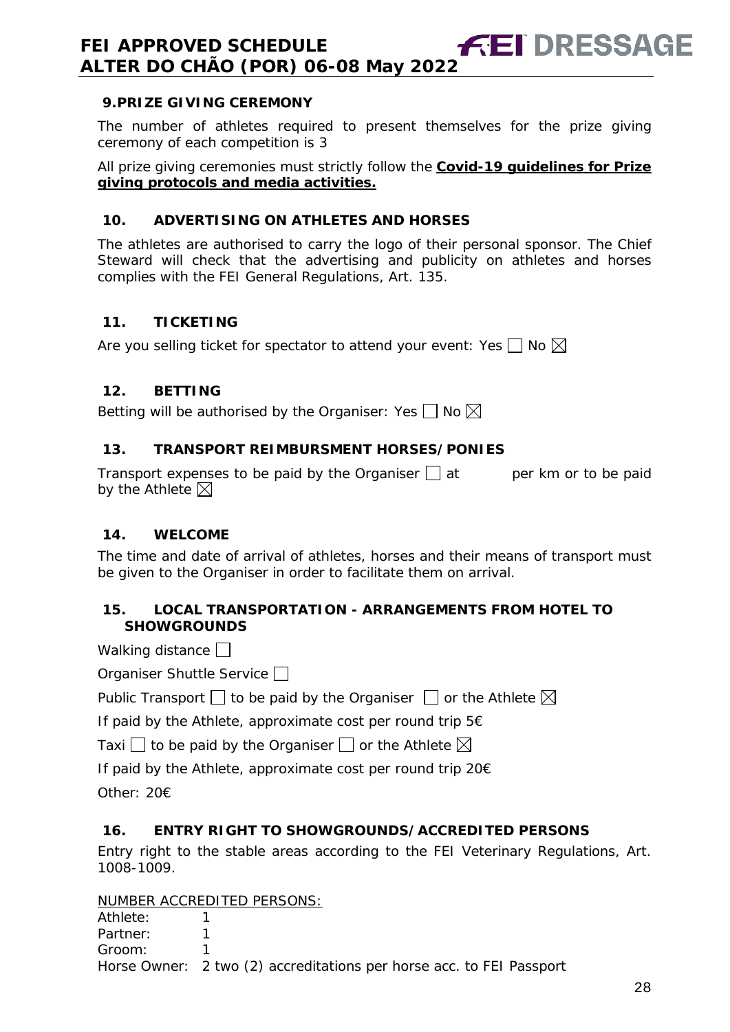## 9. PRIZE GIVING CEREMONY

The number of athletes required to present themselves for the prize giving ceremony of each competition is 3

All prize giving ceremonies must strictly follow the **Covid-19 guidelines for Prize giving protocols and media activities.**

## 10. ADVERTISING ON ATHLETES AND HORSES

The athletes are authorised to carry the logo of their personal sponsor. The Chief Steward will check that the advertising and publicity on athletes and horses complies with the FEI General Regulations, Art. 135.

## 11. TICKETING

Are you selling ticket for spectator to attend your event: Yes ☐ No ☒

## 12. BETTING

Betting will be authorised by the Organiser: Yes ☐ No ☒

## 13. TRANSPORT REIMBURSMENT HORSES/PONIES

Transport expenses to be paid by the Organiser ☐ at per km or to be paid by the Athlete ☒

## 14. WELCOME

The time and date of arrival of athletes, horses and their means of transport must be given to the Organiser in order to facilitate them on arrival.

## 15. LOCAL TRANSPORTATION - ARRANGEMENTS FROM HOTEL TO SHOWGROUNDS

Walking distance ☐

Organiser Shuttle Service ☐

Public Transport ☐ to be paid by the Organiser ☐ or the Athlete ☒

If paid by the Athlete, approximate cost per round trip 5€

Taxi ☐ to be paid by the Organiser ☐ or the Athlete ☒

If paid by the Athlete, approximate cost per round trip 20€

Other: 20€

## 16. ENTRY RIGHT TO SHOWGROUNDS/ACCREDITED PERSONS

Entry right to the stable areas according to the FEI Veterinary Regulations, Art. 1008-1009.

NUMBER ACCREDITED PERSONS:

Athlete: 1
Partner: 1
Groom: 1
Horse Owner: 2 two (2) accreditations per horse acc. to FEI Passport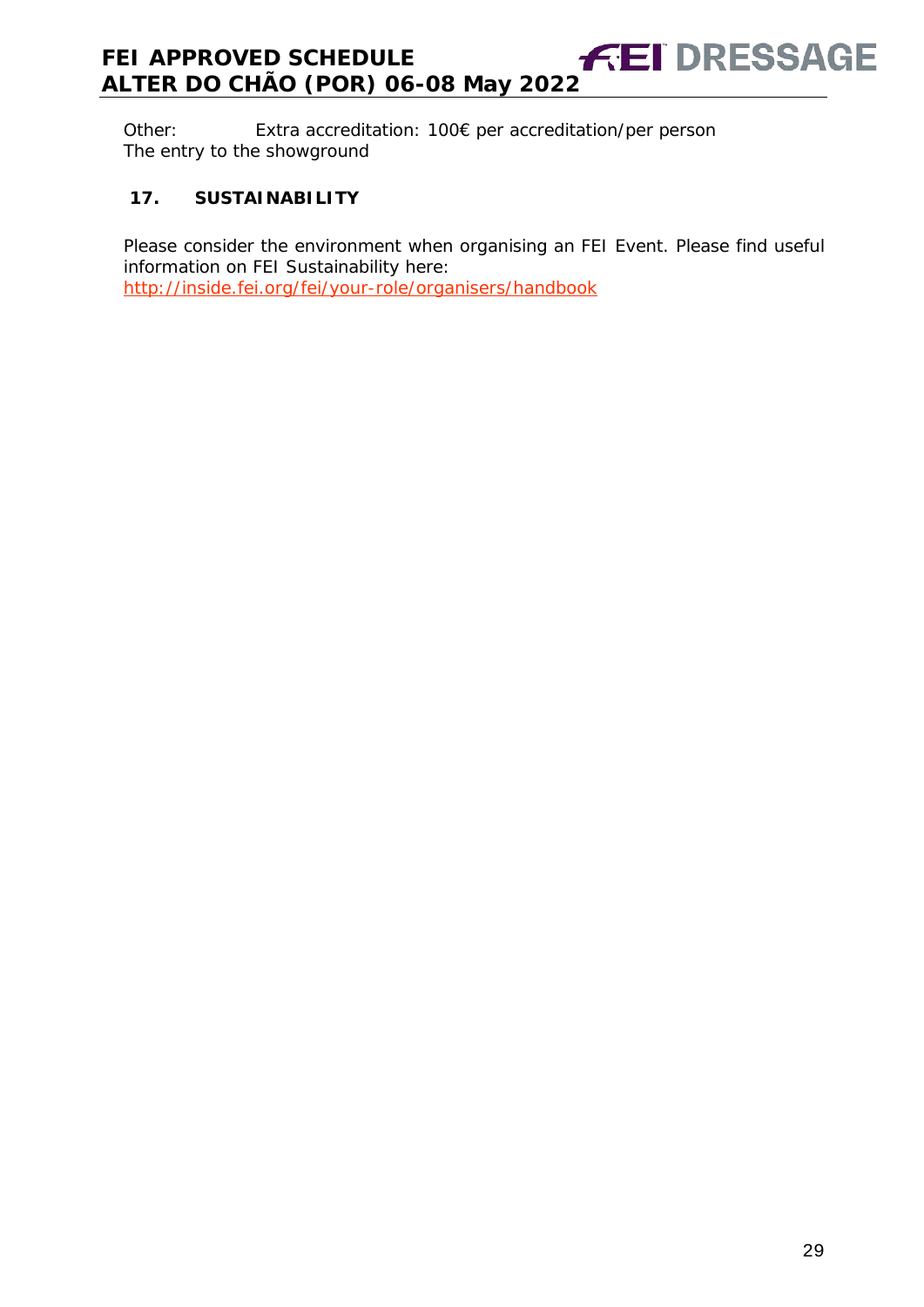Other: Extra accreditation: 100€ per accreditation/per person
The entry to the showground

## 17. SUSTAINABILITY

Please consider the environment when organising an FEI Event. Please find useful information on FEI Sustainability here:
http://inside.fei.org/fei/your-role/organisers/handbook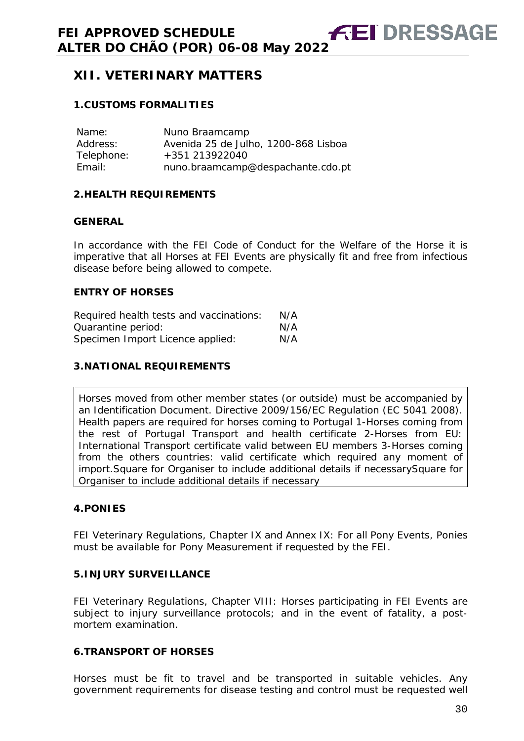## XII. VETERINARY MATTERS

### 1. CUSTOMS FORMALITIES

| | |
|---|---|
| Name: | Nuno Braamcamp |
| Address: | Avenida 25 de Julho, 1200-868 Lisboa |
| Telephone: | +351 213922040 |
| Email: | nuno.braamcamp@despachante.cdo.pt |

### 2. HEALTH REQUIREMENTS

#### GENERAL

In accordance with the FEI Code of Conduct for the Welfare of the Horse it is imperative that all Horses at FEI Events are physically fit and free from infectious disease before being allowed to compete.

#### ENTRY OF HORSES

| | |
|---|---|
| Required health tests and vaccinations: | N/A |
| Quarantine period: | N/A |
| Specimen Import Licence applied: | N/A |

### 3. NATIONAL REQUIREMENTS

Horses moved from other member states (or outside) must be accompanied by an Identification Document. Directive 2009/156/EC Regulation (EC 5041 2008). Health papers are required for horses coming to Portugal 1-Horses coming from the rest of Portugal Transport and health certificate 2-Horses from EU: International Transport certificate valid between EU members 3-Horses coming from the others countries: valid certificate which required any moment of import.Square for Organiser to include additional details if necessarySquare for Organiser to include additional details if necessary

### 4. PONIES

FEI Veterinary Regulations, Chapter IX and Annex IX: For all Pony Events, Ponies must be available for Pony Measurement if requested by the FEI.

### 5. INJURY SURVEILLANCE

FEI Veterinary Regulations, Chapter VIII: Horses participating in FEI Events are subject to injury surveillance protocols; and in the event of fatality, a post-mortem examination.

### 6. TRANSPORT OF HORSES

Horses must be fit to travel and be transported in suitable vehicles. Any government requirements for disease testing and control must be requested well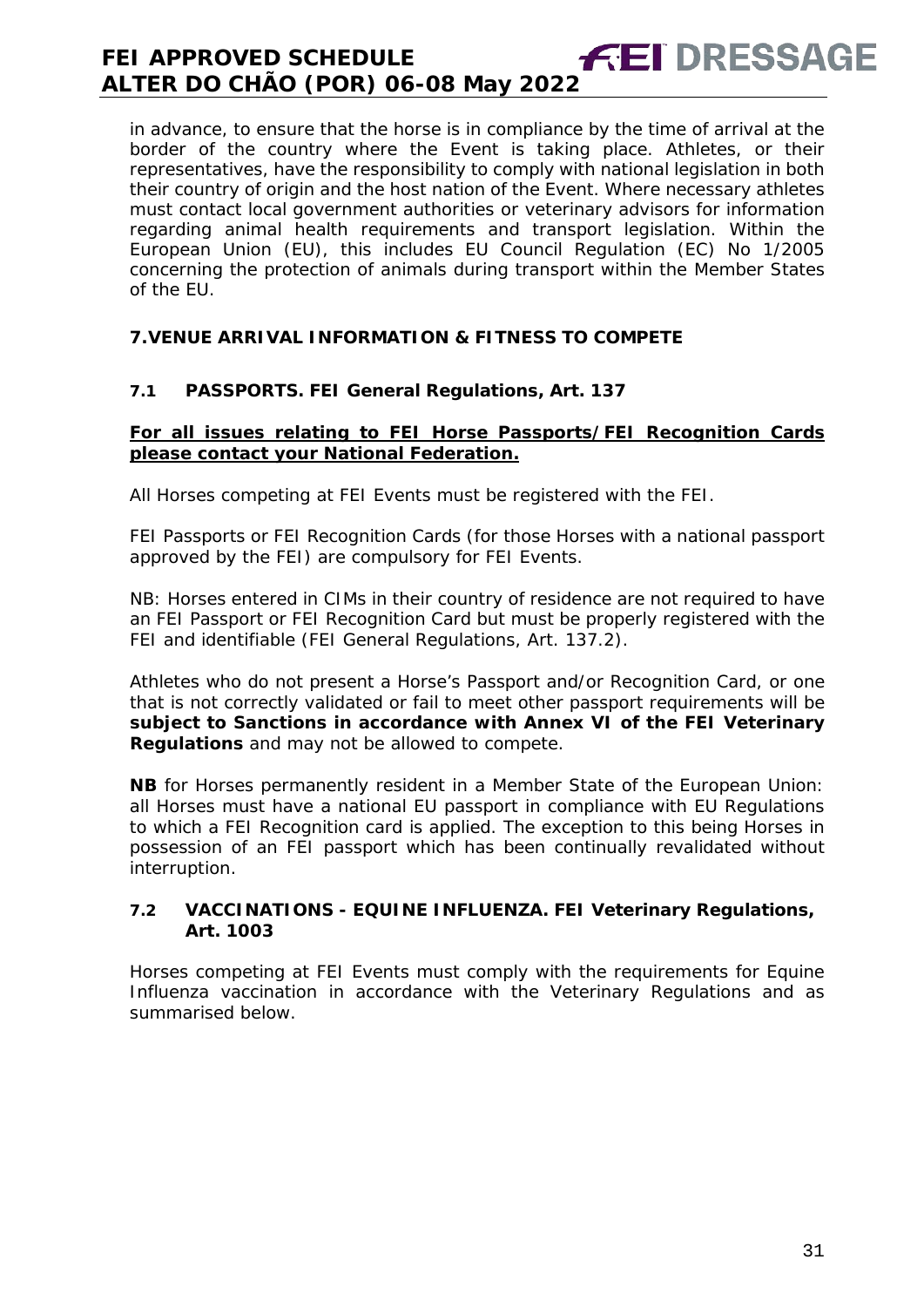in advance, to ensure that the horse is in compliance by the time of arrival at the border of the country where the Event is taking place. Athletes, or their representatives, have the responsibility to comply with national legislation in both their country of origin and the host nation of the Event. Where necessary athletes must contact local government authorities or veterinary advisors for information regarding animal health requirements and transport legislation. Within the European Union (EU), this includes EU Council Regulation (EC) No 1/2005 concerning the protection of animals during transport within the Member States of the EU.

## 7.VENUE ARRIVAL INFORMATION & FITNESS TO COMPETE

### 7.1 PASSPORTS. FEI General Regulations, Art. 137

**For all issues relating to FEI Horse Passports/FEI Recognition Cards please contact your National Federation.**

All Horses competing at FEI Events must be registered with the FEI.

FEI Passports or FEI Recognition Cards (for those Horses with a national passport approved by the FEI) are compulsory for FEI Events.

NB: Horses entered in CIMs in their country of residence are not required to have an FEI Passport or FEI Recognition Card but must be properly registered with the FEI and identifiable (FEI General Regulations, Art. 137.2).

Athletes who do not present a Horse's Passport and/or Recognition Card, or one that is not correctly validated or fail to meet other passport requirements will be **subject to Sanctions in accordance with Annex VI of the FEI Veterinary Regulations** and may not be allowed to compete.

**NB** for Horses permanently resident in a Member State of the European Union: all Horses must have a national EU passport in compliance with EU Regulations to which a FEI Recognition card is applied. The exception to this being Horses in possession of an FEI passport which has been continually revalidated without interruption.

### 7.2 VACCINATIONS - EQUINE INFLUENZA. FEI Veterinary Regulations, Art. 1003

Horses competing at FEI Events must comply with the requirements for Equine Influenza vaccination in accordance with the Veterinary Regulations and as summarised below.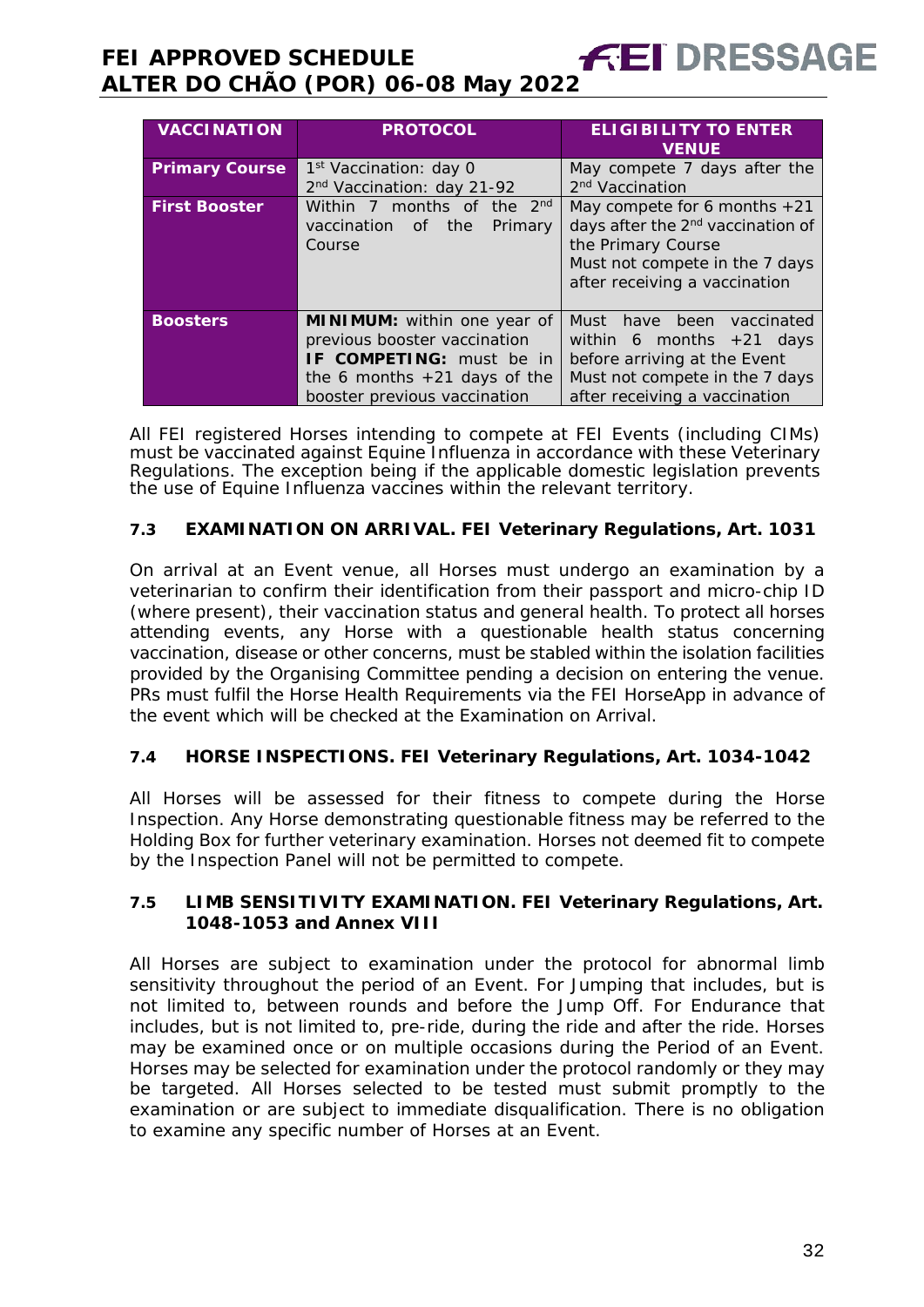| VACCINATION | PROTOCOL | ELIGIBILITY TO ENTER VENUE |
|---|---|---|
| **Primary Course** | 1st Vaccination: day 0<br>2nd Vaccination: day 21-92 | May compete 7 days after the 2nd Vaccination |
| **First Booster** | Within 7 months of the 2nd vaccination of the Primary Course | May compete for 6 months +21 days after the 2nd vaccination of the Primary Course<br>Must not compete in the 7 days after receiving a vaccination |
| **Boosters** | **MINIMUM:** within one year of previous booster vaccination<br>**IF COMPETING:** must be in the 6 months +21 days of the booster previous vaccination | Must have been vaccinated within 6 months +21 days before arriving at the Event<br>Must not compete in the 7 days after receiving a vaccination |

All FEI registered Horses intending to compete at FEI Events (including CIMs) must be vaccinated against Equine Influenza in accordance with these Veterinary Regulations. The exception being if the applicable domestic legislation prevents the use of Equine Influenza vaccines within the relevant territory.

### 7.3 EXAMINATION ON ARRIVAL. FEI Veterinary Regulations, Art. 1031

On arrival at an Event venue, all Horses must undergo an examination by a veterinarian to confirm their identification from their passport and micro-chip ID (where present), their vaccination status and general health. To protect all horses attending events, any Horse with a questionable health status concerning vaccination, disease or other concerns, must be stabled within the isolation facilities provided by the Organising Committee pending a decision on entering the venue. PRs must fulfil the Horse Health Requirements via the FEI HorseApp in advance of the event which will be checked at the Examination on Arrival.

### 7.4 HORSE INSPECTIONS. FEI Veterinary Regulations, Art. 1034-1042

All Horses will be assessed for their fitness to compete during the Horse Inspection. Any Horse demonstrating questionable fitness may be referred to the Holding Box for further veterinary examination. Horses not deemed fit to compete by the Inspection Panel will not be permitted to compete.

### 7.5 LIMB SENSITIVITY EXAMINATION. FEI Veterinary Regulations, Art. 1048-1053 and Annex VIII

All Horses are subject to examination under the protocol for abnormal limb sensitivity throughout the period of an Event. For Jumping that includes, but is not limited to, between rounds and before the Jump Off. For Endurance that includes, but is not limited to, pre-ride, during the ride and after the ride. Horses may be examined once or on multiple occasions during the Period of an Event. Horses may be selected for examination under the protocol randomly or they may be targeted. All Horses selected to be tested must submit promptly to the examination or are subject to immediate disqualification. There is no obligation to examine any specific number of Horses at an Event.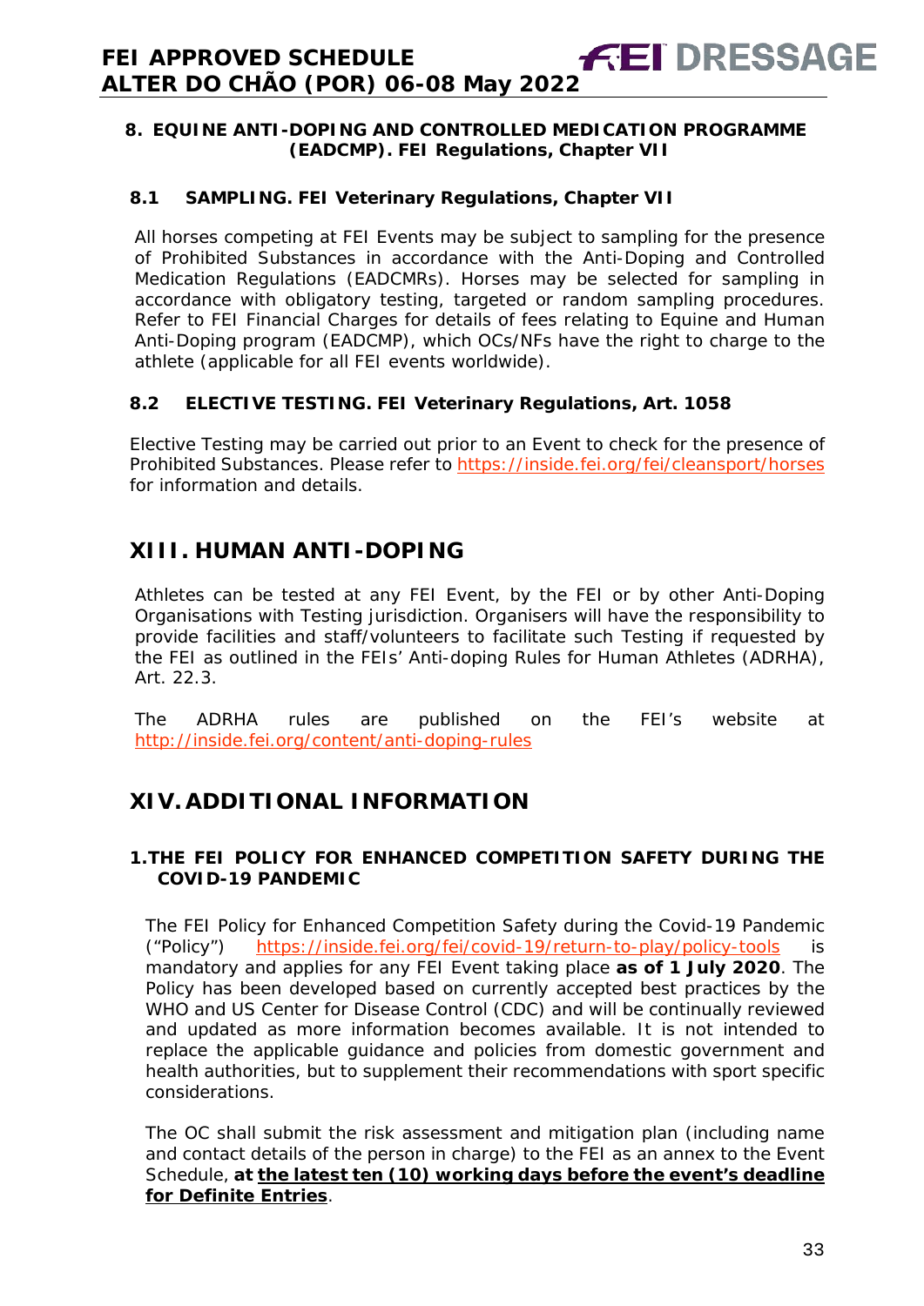### 8. EQUINE ANTI-DOPING AND CONTROLLED MEDICATION PROGRAMME (EADCMP). FEI Regulations, Chapter VII

#### 8.1 SAMPLING. FEI Veterinary Regulations, Chapter VII

All horses competing at FEI Events may be subject to sampling for the presence of Prohibited Substances in accordance with the Anti-Doping and Controlled Medication Regulations (EADCMRs). Horses may be selected for sampling in accordance with obligatory testing, targeted or random sampling procedures. Refer to FEI Financial Charges for details of fees relating to Equine and Human Anti-Doping program (EADCMP), which OCs/NFs have the right to charge to the athlete (applicable for all FEI events worldwide).

#### 8.2 ELECTIVE TESTING. FEI Veterinary Regulations, Art. 1058

Elective Testing may be carried out prior to an Event to check for the presence of Prohibited Substances. Please refer to https://inside.fei.org/fei/cleansport/horses for information and details.

## XIII. HUMAN ANTI-DOPING

Athletes can be tested at any FEI Event, by the FEI or by other Anti-Doping Organisations with Testing jurisdiction. Organisers will have the responsibility to provide facilities and staff/volunteers to facilitate such Testing if requested by the FEI as outlined in the FEIs' Anti-doping Rules for Human Athletes (ADRHA), Art. 22.3.

The ADRHA rules are published on the FEI's website at http://inside.fei.org/content/anti-doping-rules

## XIV. ADDITIONAL INFORMATION

### 1. THE FEI POLICY FOR ENHANCED COMPETITION SAFETY DURING THE COVID-19 PANDEMIC

The FEI Policy for Enhanced Competition Safety during the Covid-19 Pandemic ("Policy") https://inside.fei.org/fei/covid-19/return-to-play/policy-tools is mandatory and applies for any FEI Event taking place **as of 1 July 2020**. The Policy has been developed based on currently accepted best practices by the WHO and US Center for Disease Control (CDC) and will be continually reviewed and updated as more information becomes available. It is not intended to replace the applicable guidance and policies from domestic government and health authorities, but to supplement their recommendations with sport specific considerations.

The OC shall submit the risk assessment and mitigation plan (including name and contact details of the person in charge) to the FEI as an annex to the Event Schedule, **at the latest ten (10) working days before the event's deadline for Definite Entries**.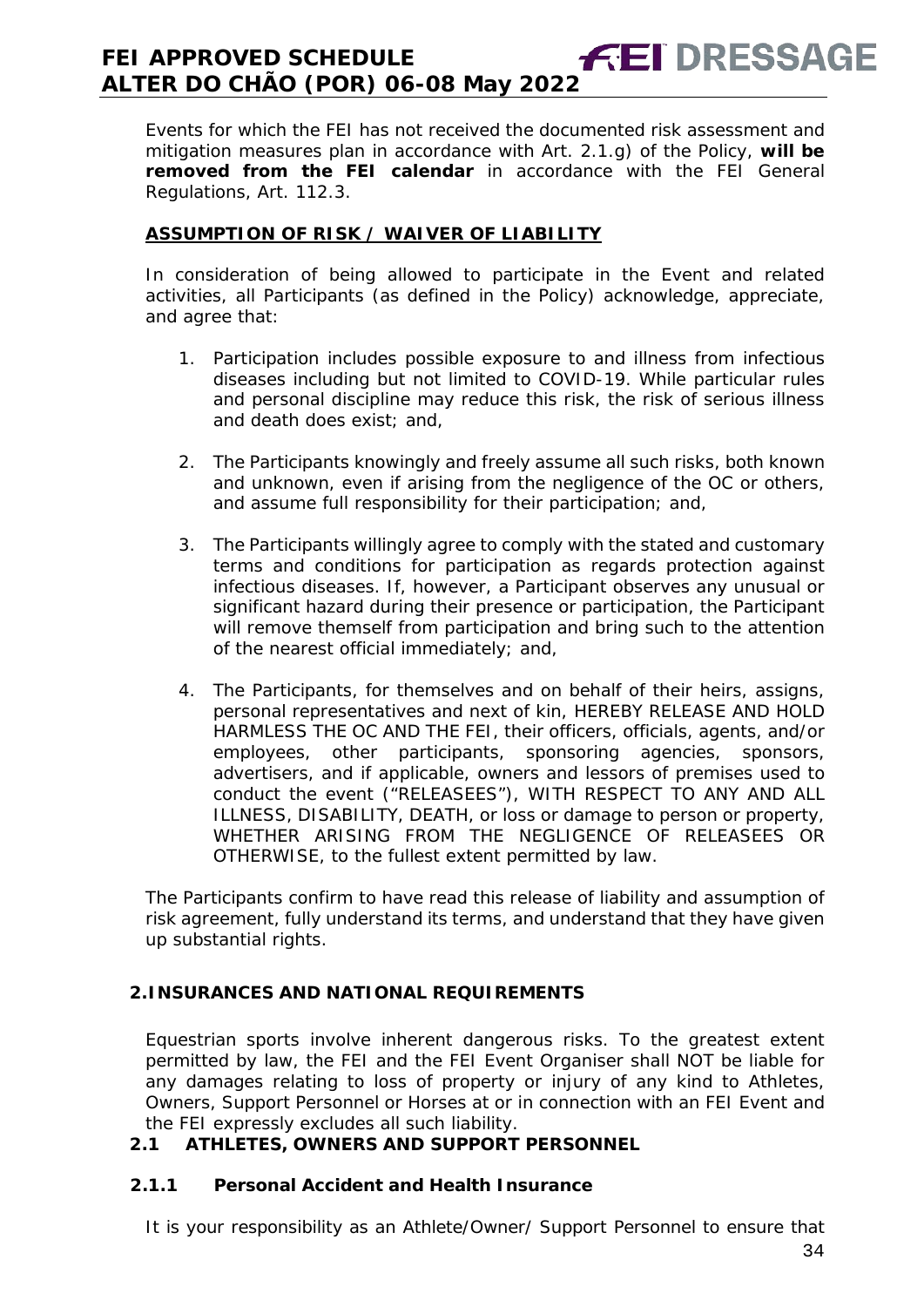Events for which the FEI has not received the documented risk assessment and mitigation measures plan in accordance with Art. 2.1.g) of the Policy, **will be removed from the FEI calendar** in accordance with the FEI General Regulations, Art. 112.3.

**ASSUMPTION OF RISK / WAIVER OF LIABILITY**

In consideration of being allowed to participate in the Event and related activities, all Participants (as defined in the Policy) acknowledge, appreciate, and agree that:

1. Participation includes possible exposure to and illness from infectious diseases including but not limited to COVID-19. While particular rules and personal discipline may reduce this risk, the risk of serious illness and death does exist; and,

2. The Participants knowingly and freely assume all such risks, both known and unknown, even if arising from the negligence of the OC or others, and assume full responsibility for their participation; and,

3. The Participants willingly agree to comply with the stated and customary terms and conditions for participation as regards protection against infectious diseases. If, however, a Participant observes any unusual or significant hazard during their presence or participation, the Participant will remove themself from participation and bring such to the attention of the nearest official immediately; and,

4. The Participants, for themselves and on behalf of their heirs, assigns, personal representatives and next of kin, HEREBY RELEASE AND HOLD HARMLESS THE OC AND THE FEI, their officers, officials, agents, and/or employees, other participants, sponsoring agencies, sponsors, advertisers, and if applicable, owners and lessors of premises used to conduct the event ("RELEASEES"), WITH RESPECT TO ANY AND ALL ILLNESS, DISABILITY, DEATH, or loss or damage to person or property, WHETHER ARISING FROM THE NEGLIGENCE OF RELEASEES OR OTHERWISE, to the fullest extent permitted by law.

The Participants confirm to have read this release of liability and assumption of risk agreement, fully understand its terms, and understand that they have given up substantial rights.

## 2. INSURANCES AND NATIONAL REQUIREMENTS

Equestrian sports involve inherent dangerous risks. To the greatest extent permitted by law, the FEI and the FEI Event Organiser shall NOT be liable for any damages relating to loss of property or injury of any kind to Athletes, Owners, Support Personnel or Horses at or in connection with an FEI Event and the FEI expressly excludes all such liability.

### 2.1 ATHLETES, OWNERS AND SUPPORT PERSONNEL

#### 2.1.1 Personal Accident and Health Insurance

It is your responsibility as an Athlete/Owner/ Support Personnel to ensure that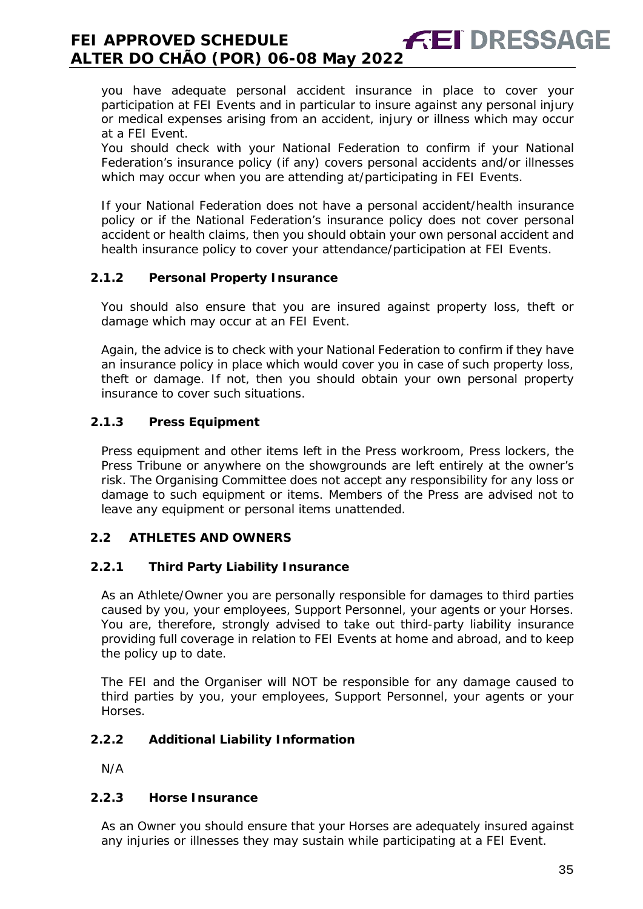you have adequate personal accident insurance in place to cover your participation at FEI Events and in particular to insure against any personal injury or medical expenses arising from an accident, injury or illness which may occur at a FEI Event.

You should check with your National Federation to confirm if your National Federation's insurance policy (if any) covers personal accidents and/or illnesses which may occur when you are attending at/participating in FEI Events.

If your National Federation does not have a personal accident/health insurance policy or if the National Federation's insurance policy does not cover personal accident or health claims, then you should obtain your own personal accident and health insurance policy to cover your attendance/participation at FEI Events.

#### 2.1.2 Personal Property Insurance

You should also ensure that you are insured against property loss, theft or damage which may occur at an FEI Event.

Again, the advice is to check with your National Federation to confirm if they have an insurance policy in place which would cover you in case of such property loss, theft or damage. If not, then you should obtain your own personal property insurance to cover such situations.

#### 2.1.3 Press Equipment

Press equipment and other items left in the Press workroom, Press lockers, the Press Tribune or anywhere on the showgrounds are left entirely at the owner's risk. The Organising Committee does not accept any responsibility for any loss or damage to such equipment or items. Members of the Press are advised not to leave any equipment or personal items unattended.

### 2.2 ATHLETES AND OWNERS

#### 2.2.1 Third Party Liability Insurance

As an Athlete/Owner you are personally responsible for damages to third parties caused by you, your employees, Support Personnel, your agents or your Horses. You are, therefore, strongly advised to take out third-party liability insurance providing full coverage in relation to FEI Events at home and abroad, and to keep the policy up to date.

The FEI and the Organiser will NOT be responsible for any damage caused to third parties by you, your employees, Support Personnel, your agents or your Horses.

#### 2.2.2 Additional Liability Information

N/A

#### 2.2.3 Horse Insurance

As an Owner you should ensure that your Horses are adequately insured against any injuries or illnesses they may sustain while participating at a FEI Event.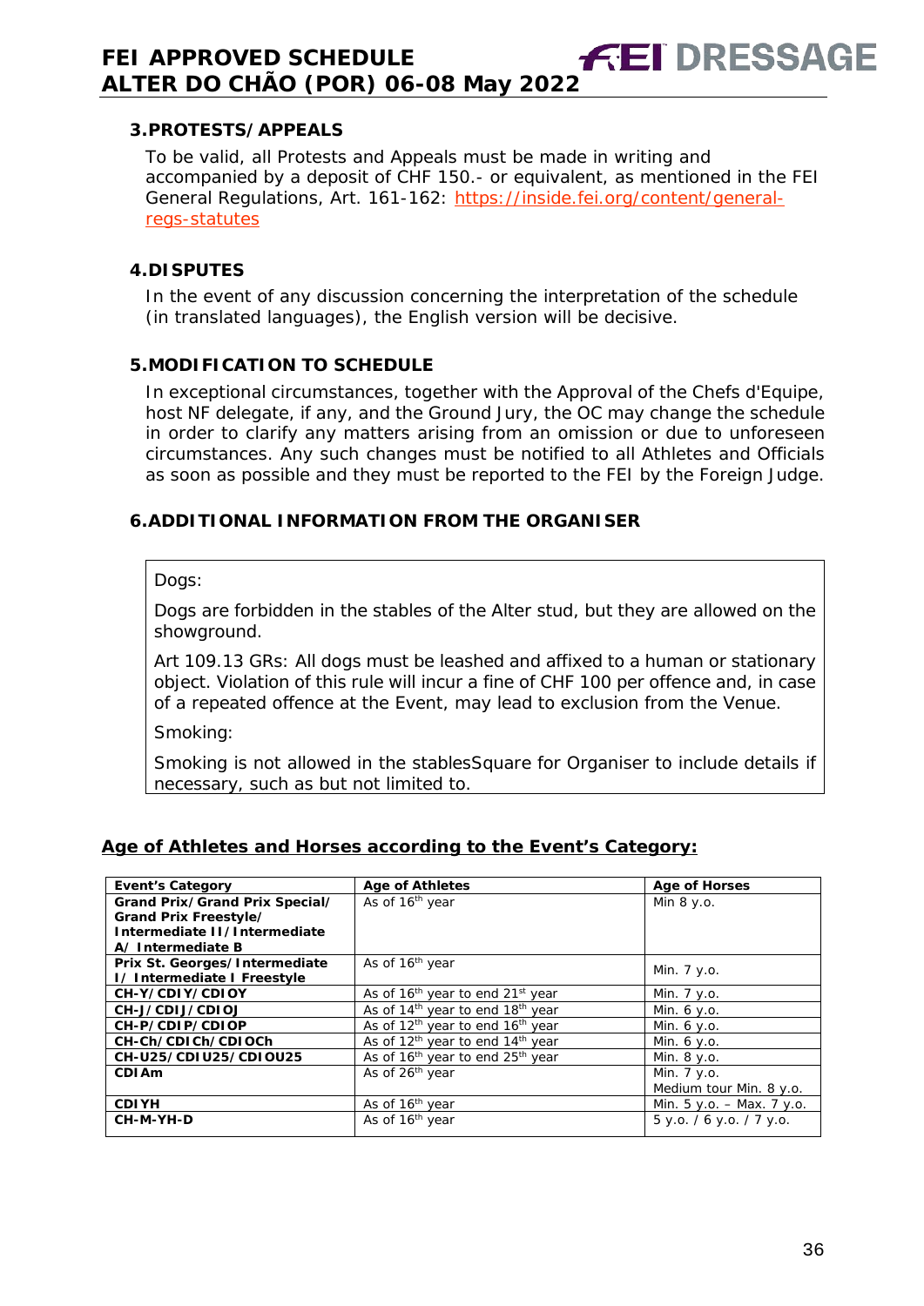## 3. PROTESTS/APPEALS

To be valid, all Protests and Appeals must be made in writing and accompanied by a deposit of CHF 150.- or equivalent, as mentioned in the FEI General Regulations, Art. 161-162: https://inside.fei.org/content/general-regs-statutes

## 4. DISPUTES

In the event of any discussion concerning the interpretation of the schedule (in translated languages), the English version will be decisive.

## 5. MODIFICATION TO SCHEDULE

In exceptional circumstances, together with the Approval of the Chefs d'Equipe, host NF delegate, if any, and the Ground Jury, the OC may change the schedule in order to clarify any matters arising from an omission or due to unforeseen circumstances. Any such changes must be notified to all Athletes and Officials as soon as possible and they must be reported to the FEI by the Foreign Judge.

## 6. ADDITIONAL INFORMATION FROM THE ORGANISER

Dogs:

Dogs are forbidden in the stables of the Alter stud, but they are allowed on the showground.

Art 109.13 GRs: All dogs must be leashed and affixed to a human or stationary object. Violation of this rule will incur a fine of CHF 100 per offence and, in case of a repeated offence at the Event, may lead to exclusion from the Venue.

Smoking:

Smoking is not allowed in the stablesSquare for Organiser to include details if necessary, such as but not limited to.

## Age of Athletes and Horses according to the Event's Category:

| Event's Category | Age of Athletes | Age of Horses |
|---|---|---|
| **Grand Prix/Grand Prix Special/ Grand Prix Freestyle/ Intermediate II/Intermediate A/ Intermediate B** | As of 16th year | Min 8 y.o. |
| **Prix St. Georges/Intermediate I/ Intermediate I Freestyle** | As of 16th year | Min. 7 y.o. |
| **CH-Y/CDIY/CDIOY** | As of 16th year to end 21st year | Min. 7 y.o. |
| **CH-J/CDIJ/CDIOJ** | As of 14th year to end 18th year | Min. 6 y.o. |
| **CH-P/CDIP/CDIOP** | As of 12th year to end 16th year | Min. 6 y.o. |
| **CH-Ch/CDICh/CDIOCh** | As of 12th year to end 14th year | Min. 6 y.o. |
| **CH-U25/CDIU25/CDIOU25** | As of 16th year to end 25th year | Min. 8 y.o. |
| **CDIAm** | As of 26th year | Min. 7 y.o.<br>Medium tour Min. 8 y.o. |
| **CDIYH** | As of 16th year | Min. 5 y.o. – Max. 7 y.o. |
| **CH-M-YH-D** | As of 16th year | 5 y.o. / 6 y.o. / 7 y.o. |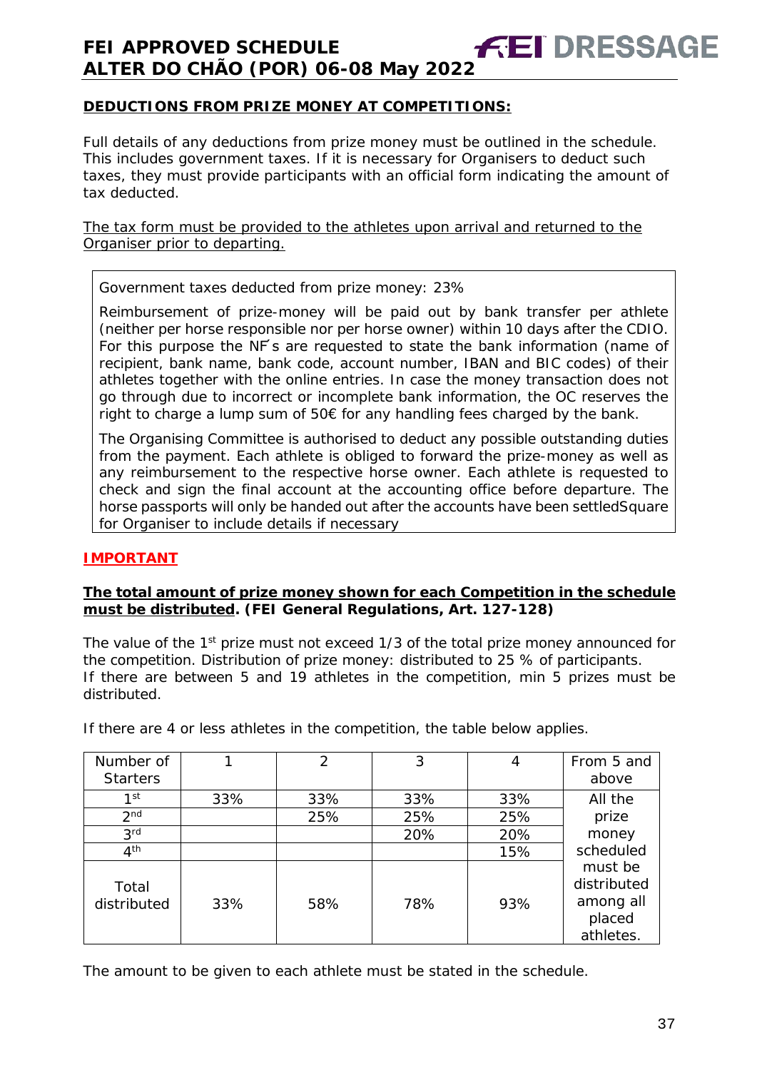## DEDUCTIONS FROM PRIZE MONEY AT COMPETITIONS:

Full details of any deductions from prize money must be outlined in the schedule. This includes government taxes. If it is necessary for Organisers to deduct such taxes, they must provide participants with an official form indicating the amount of tax deducted.

The tax form must be provided to the athletes upon arrival and returned to the Organiser prior to departing.

Government taxes deducted from prize money: 23%

Reimbursement of prize-money will be paid out by bank transfer per athlete (neither per horse responsible nor per horse owner) within 10 days after the CDIO. For this purpose the NF´s are requested to state the bank information (name of recipient, bank name, bank code, account number, IBAN and BIC codes) of their athletes together with the online entries. In case the money transaction does not go through due to incorrect or incomplete bank information, the OC reserves the right to charge a lump sum of 50€ for any handling fees charged by the bank.

The Organising Committee is authorised to deduct any possible outstanding duties from the payment. Each athlete is obliged to forward the prize-money as well as any reimbursement to the respective horse owner. Each athlete is requested to check and sign the final account at the accounting office before departure. The horse passports will only be handed out after the accounts have been settledSquare for Organiser to include details if necessary

## IMPORTANT

**The total amount of prize money shown for each Competition in the schedule must be distributed. (FEI General Regulations, Art. 127-128)**

The value of the 1st prize must not exceed 1/3 of the total prize money announced for the competition. Distribution of prize money: distributed to 25 % of participants.
If there are between 5 and 19 athletes in the competition, min 5 prizes must be distributed.

If there are 4 or less athletes in the competition, the table below applies.

| Number of Starters | 1 | 2 | 3 | 4 | From 5 and above |
|---|---|---|---|---|---|
| 1st | 33% | 33% | 33% | 33% | All the prize money scheduled must be distributed among all placed athletes. |
| 2nd | | 25% | 25% | 25% | |
| 3rd | | | 20% | 20% | |
| 4th | | | | 15% | |
| Total distributed | 33% | 58% | 78% | 93% | |

The amount to be given to each athlete must be stated in the schedule.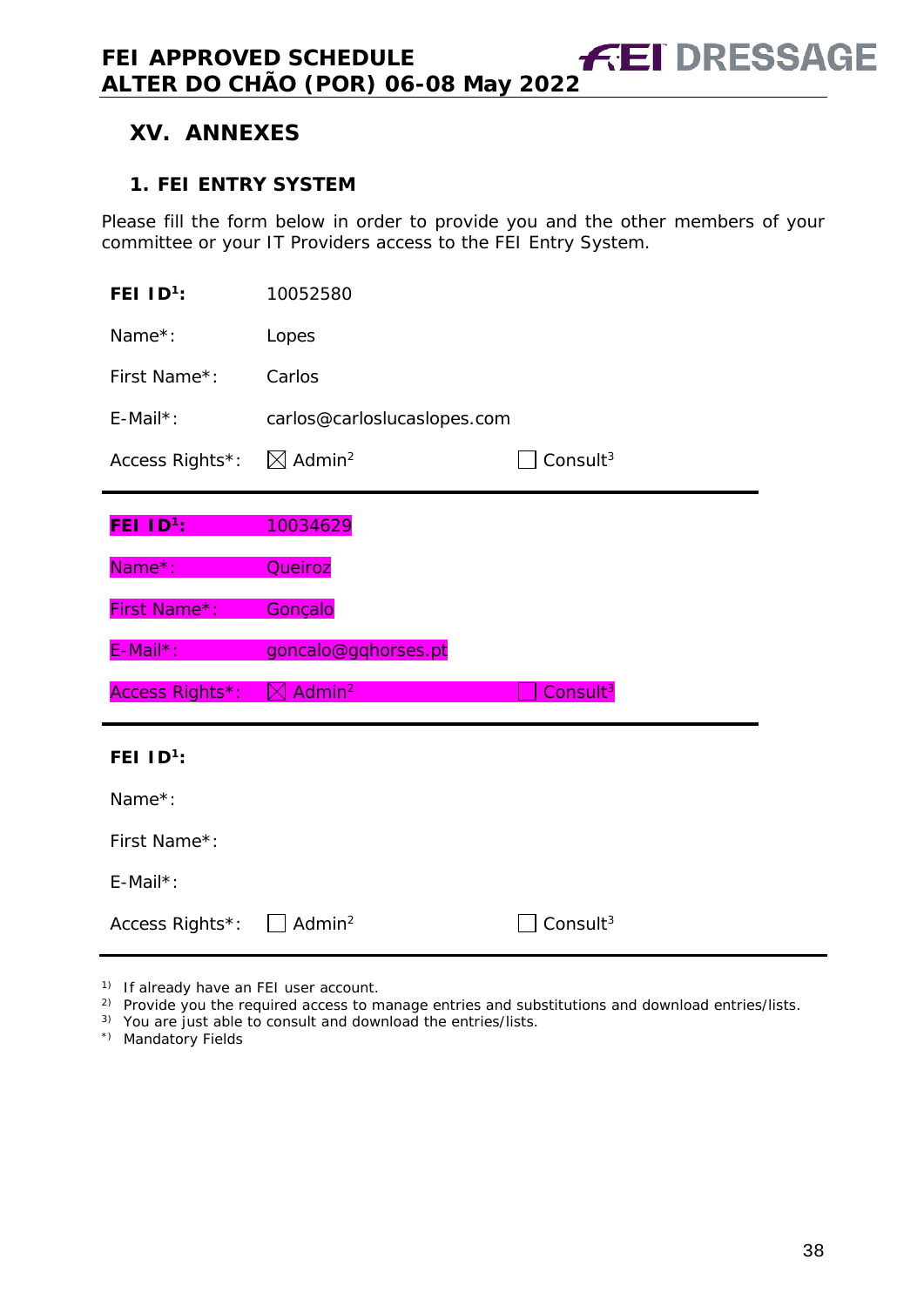## XV. ANNEXES

### 1. FEI ENTRY SYSTEM

Please fill the form below in order to provide you and the other members of your committee or your IT Providers access to the FEI Entry System.

**FEI ID[1]:** 10052580

Name*: Lopes

First Name*: Carlos

E-Mail*: carlos@carloslucaslopes.com

Access Rights*: ☒ Admin[2] ☐ Consult[3]

---

**FEI ID[1]:** 10034629

Name*: Queiroz

First Name*: Gonçalo

E-Mail*: goncalo@gqhorses.pt

Access Rights*: ☒ Admin[2] ☐ Consult[3]

---

**FEI ID[1]:**

Name*:

First Name*:

E-Mail*:

Access Rights*: ☐ Admin[2] ☐ Consult[3]

---

[1] If already have an FEI user account.

[2] Provide you the required access to manage entries and substitutions and download entries/lists.

[3] You are just able to consult and download the entries/lists.

*) Mandatory Fields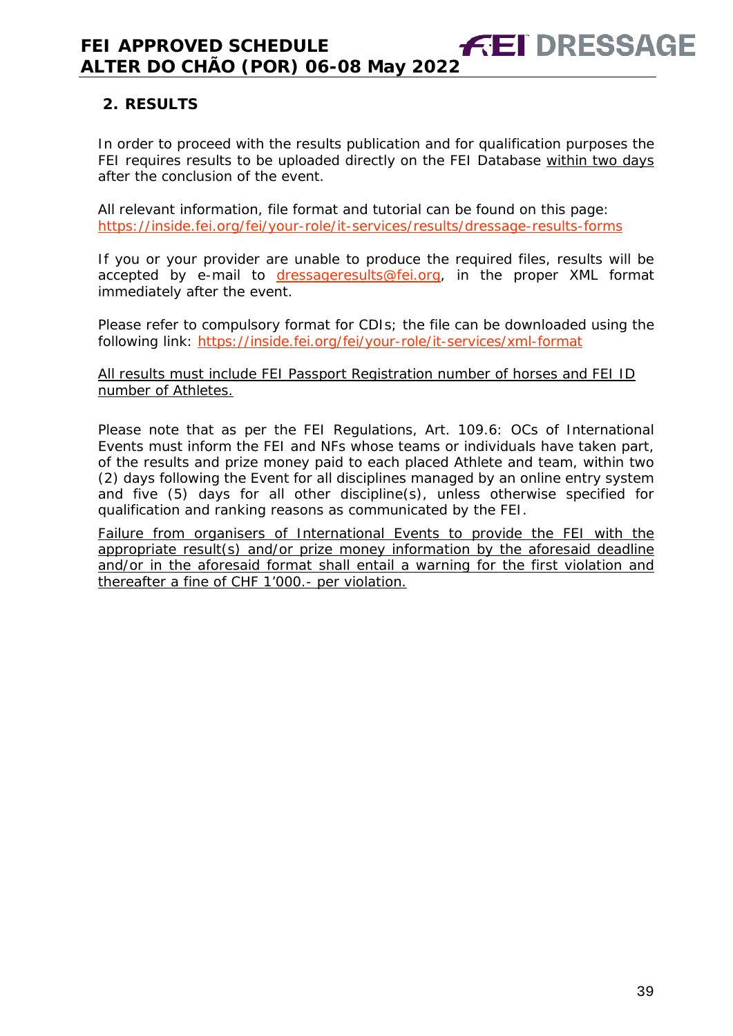## 2. RESULTS

In order to proceed with the results publication and for qualification purposes the FEI requires results to be uploaded directly on the FEI Database <u>within two days</u> after the conclusion of the event.

All relevant information, file format and tutorial can be found on this page: https://inside.fei.org/fei/your-role/it-services/results/dressage-results-forms

If you or your provider are unable to produce the required files, results will be accepted by e-mail to dressageresults@fei.org, in the proper XML format immediately after the event.

Please refer to compulsory format for CDIs; the file can be downloaded using the following link: https://inside.fei.org/fei/your-role/it-services/xml-format

<u>All results must include FEI Passport Registration number of horses and FEI ID number of Athletes.</u>

Please note that as per the FEI Regulations, Art. 109.6: OCs of International Events must inform the FEI and NFs whose teams or individuals have taken part, of the results and prize money paid to each placed Athlete and team, within two (2) days following the Event for all disciplines managed by an online entry system and five (5) days for all other discipline(s), unless otherwise specified for qualification and ranking reasons as communicated by the FEI.

<u>Failure from organisers of International Events to provide the FEI with the appropriate result(s) and/or prize money information by the aforesaid deadline and/or in the aforesaid format shall entail a warning for the first violation and thereafter a fine of CHF 1'000.- per violation.</u>